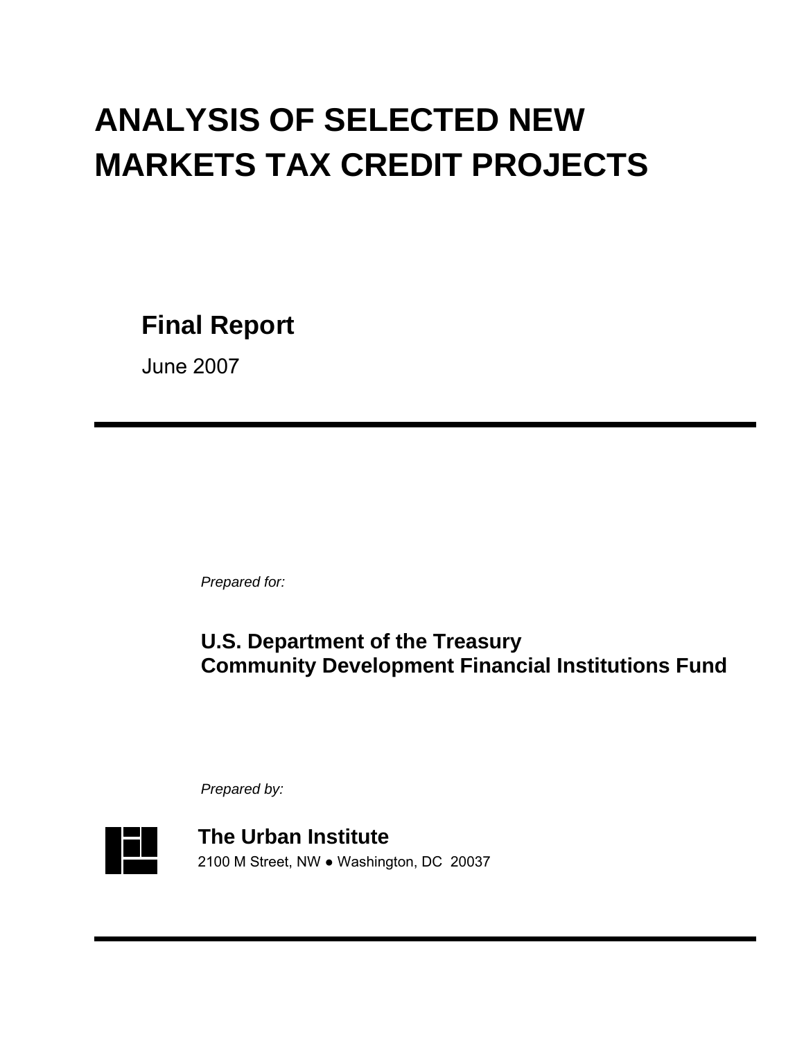# ANALYSIS OF SELECTED NEW MARKETS TAX CREDIT PROJECTS

## Final Report

June 2007

*Prepared for:*

**U.S. Department of the Treasury**
**Community Development Financial Institutions Fund**

*Prepared by:*

**The Urban Institute**
2100 M Street, NW ● Washington, DC 20037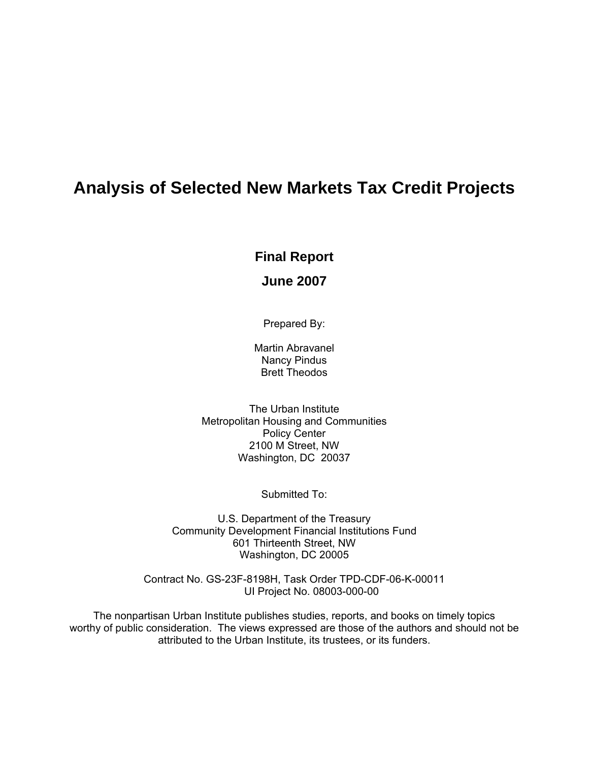# Analysis of Selected New Markets Tax Credit Projects

**Final Report**

**June 2007**

Prepared By:

Martin Abravanel
Nancy Pindus
Brett Theodos

The Urban Institute
Metropolitan Housing and Communities
Policy Center
2100 M Street, NW
Washington, DC 20037

Submitted To:

U.S. Department of the Treasury
Community Development Financial Institutions Fund
601 Thirteenth Street, NW
Washington, DC 20005

Contract No. GS-23F-8198H, Task Order TPD-CDF-06-K-00011
UI Project No. 08003-000-00

The nonpartisan Urban Institute publishes studies, reports, and books on timely topics worthy of public consideration. The views expressed are those of the authors and should not be attributed to the Urban Institute, its trustees, or its funders.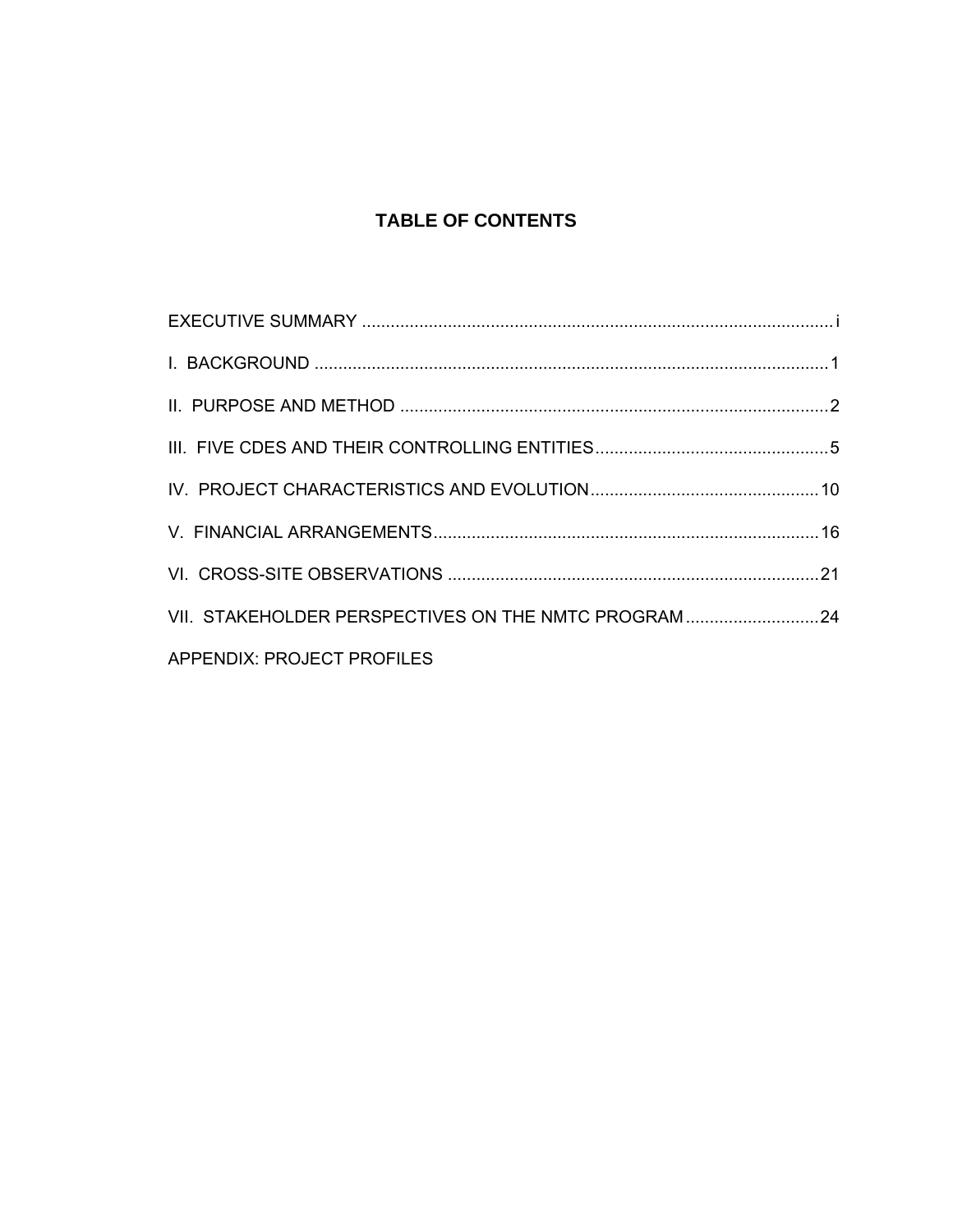# TABLE OF CONTENTS

EXECUTIVE SUMMARY .......... i

I. BACKGROUND .......... 1

II. PURPOSE AND METHOD .......... 2

III. FIVE CDES AND THEIR CONTROLLING ENTITIES .......... 5

IV. PROJECT CHARACTERISTICS AND EVOLUTION .......... 10

V. FINANCIAL ARRANGEMENTS .......... 16

VI. CROSS-SITE OBSERVATIONS .......... 21

VII. STAKEHOLDER PERSPECTIVES ON THE NMTC PROGRAM .......... 24

APPENDIX: PROJECT PROFILES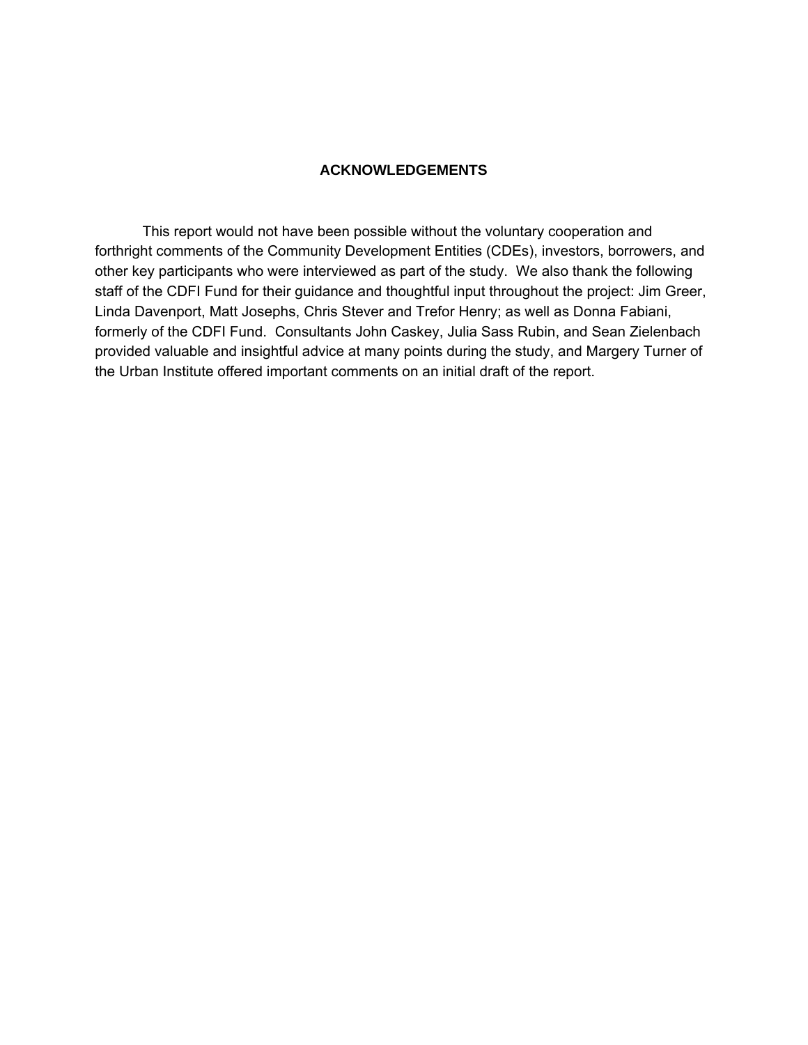# ACKNOWLEDGEMENTS

This report would not have been possible without the voluntary cooperation and forthright comments of the Community Development Entities (CDEs), investors, borrowers, and other key participants who were interviewed as part of the study. We also thank the following staff of the CDFI Fund for their guidance and thoughtful input throughout the project: Jim Greer, Linda Davenport, Matt Josephs, Chris Stever and Trefor Henry; as well as Donna Fabiani, formerly of the CDFI Fund. Consultants John Caskey, Julia Sass Rubin, and Sean Zielenbach provided valuable and insightful advice at many points during the study, and Margery Turner of the Urban Institute offered important comments on an initial draft of the report.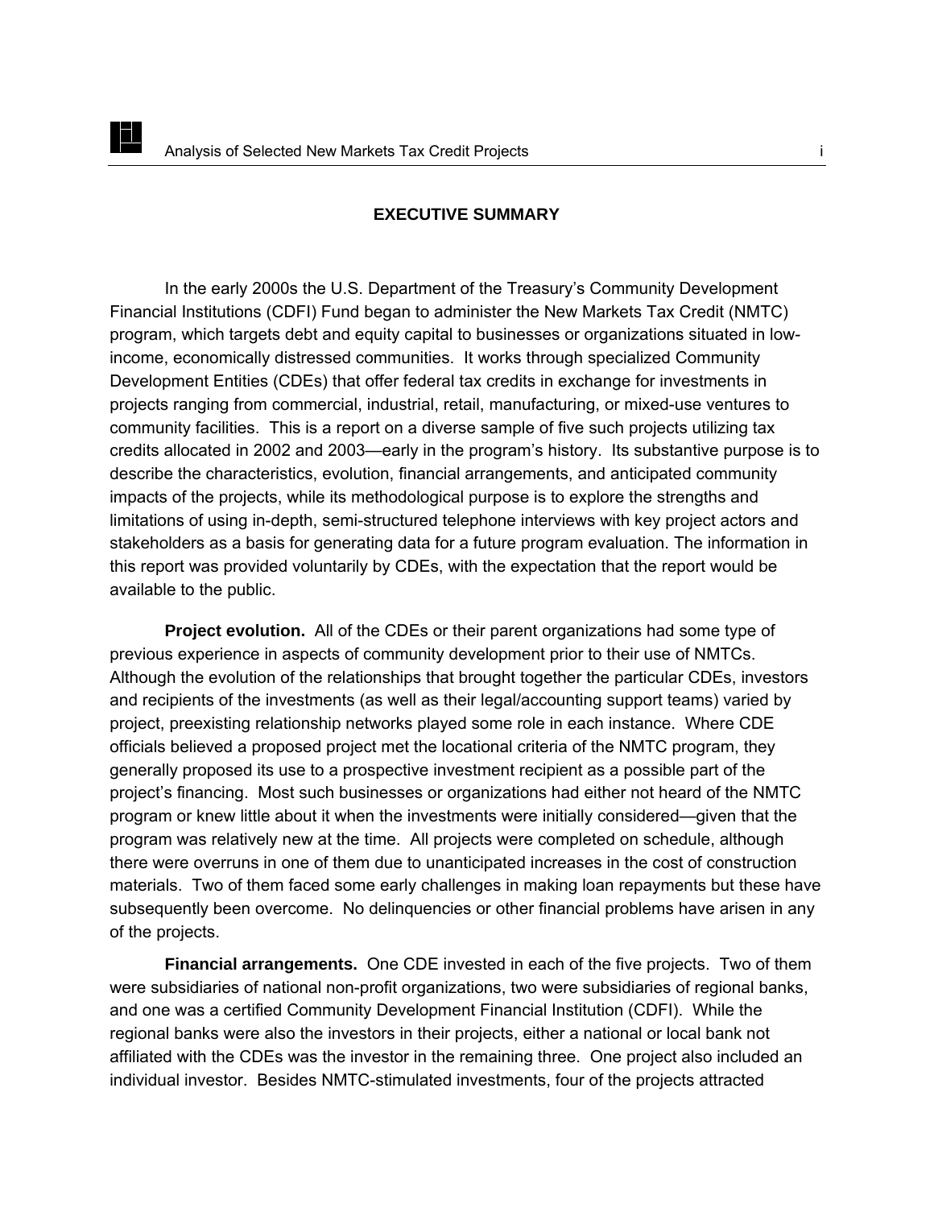## EXECUTIVE SUMMARY

In the early 2000s the U.S. Department of the Treasury's Community Development Financial Institutions (CDFI) Fund began to administer the New Markets Tax Credit (NMTC) program, which targets debt and equity capital to businesses or organizations situated in low-income, economically distressed communities. It works through specialized Community Development Entities (CDEs) that offer federal tax credits in exchange for investments in projects ranging from commercial, industrial, retail, manufacturing, or mixed-use ventures to community facilities. This is a report on a diverse sample of five such projects utilizing tax credits allocated in 2002 and 2003—early in the program's history. Its substantive purpose is to describe the characteristics, evolution, financial arrangements, and anticipated community impacts of the projects, while its methodological purpose is to explore the strengths and limitations of using in-depth, semi-structured telephone interviews with key project actors and stakeholders as a basis for generating data for a future program evaluation. The information in this report was provided voluntarily by CDEs, with the expectation that the report would be available to the public.

**Project evolution.** All of the CDEs or their parent organizations had some type of previous experience in aspects of community development prior to their use of NMTCs. Although the evolution of the relationships that brought together the particular CDEs, investors and recipients of the investments (as well as their legal/accounting support teams) varied by project, preexisting relationship networks played some role in each instance. Where CDE officials believed a proposed project met the locational criteria of the NMTC program, they generally proposed its use to a prospective investment recipient as a possible part of the project's financing. Most such businesses or organizations had either not heard of the NMTC program or knew little about it when the investments were initially considered—given that the program was relatively new at the time. All projects were completed on schedule, although there were overruns in one of them due to unanticipated increases in the cost of construction materials. Two of them faced some early challenges in making loan repayments but these have subsequently been overcome. No delinquencies or other financial problems have arisen in any of the projects.

**Financial arrangements.** One CDE invested in each of the five projects. Two of them were subsidiaries of national non-profit organizations, two were subsidiaries of regional banks, and one was a certified Community Development Financial Institution (CDFI). While the regional banks were also the investors in their projects, either a national or local bank not affiliated with the CDEs was the investor in the remaining three. One project also included an individual investor. Besides NMTC-stimulated investments, four of the projects attracted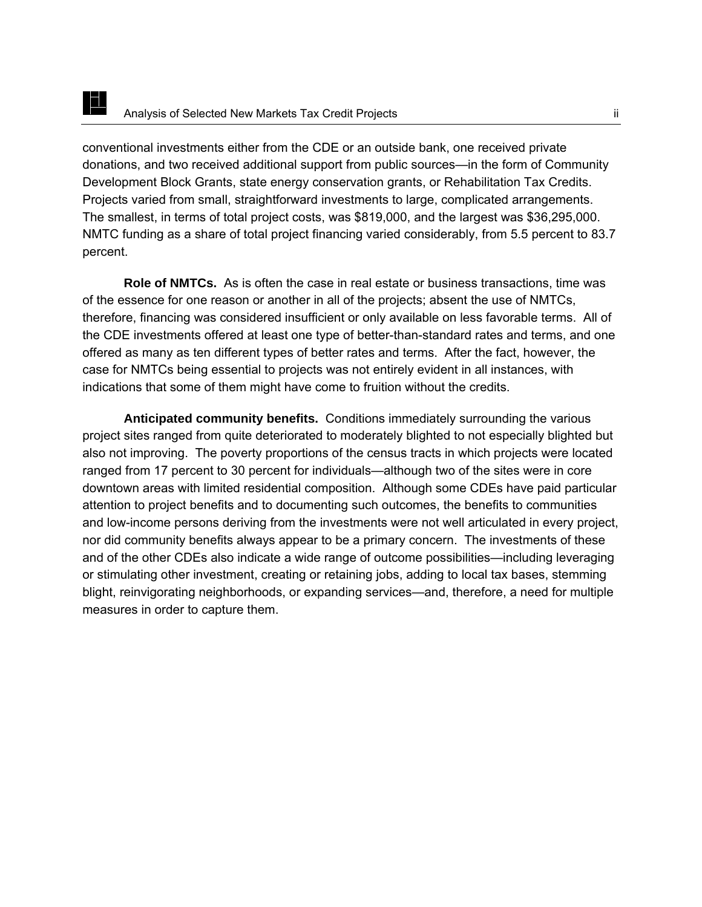conventional investments either from the CDE or an outside bank, one received private donations, and two received additional support from public sources—in the form of Community Development Block Grants, state energy conservation grants, or Rehabilitation Tax Credits. Projects varied from small, straightforward investments to large, complicated arrangements. The smallest, in terms of total project costs, was $819,000, and the largest was $36,295,000. NMTC funding as a share of total project financing varied considerably, from 5.5 percent to 83.7 percent.

**Role of NMTCs.** As is often the case in real estate or business transactions, time was of the essence for one reason or another in all of the projects; absent the use of NMTCs, therefore, financing was considered insufficient or only available on less favorable terms. All of the CDE investments offered at least one type of better-than-standard rates and terms, and one offered as many as ten different types of better rates and terms. After the fact, however, the case for NMTCs being essential to projects was not entirely evident in all instances, with indications that some of them might have come to fruition without the credits.

**Anticipated community benefits.** Conditions immediately surrounding the various project sites ranged from quite deteriorated to moderately blighted to not especially blighted but also not improving. The poverty proportions of the census tracts in which projects were located ranged from 17 percent to 30 percent for individuals—although two of the sites were in core downtown areas with limited residential composition. Although some CDEs have paid particular attention to project benefits and to documenting such outcomes, the benefits to communities and low-income persons deriving from the investments were not well articulated in every project, nor did community benefits always appear to be a primary concern. The investments of these and of the other CDEs also indicate a wide range of outcome possibilities—including leveraging or stimulating other investment, creating or retaining jobs, adding to local tax bases, stemming blight, reinvigorating neighborhoods, or expanding services—and, therefore, a need for multiple measures in order to capture them.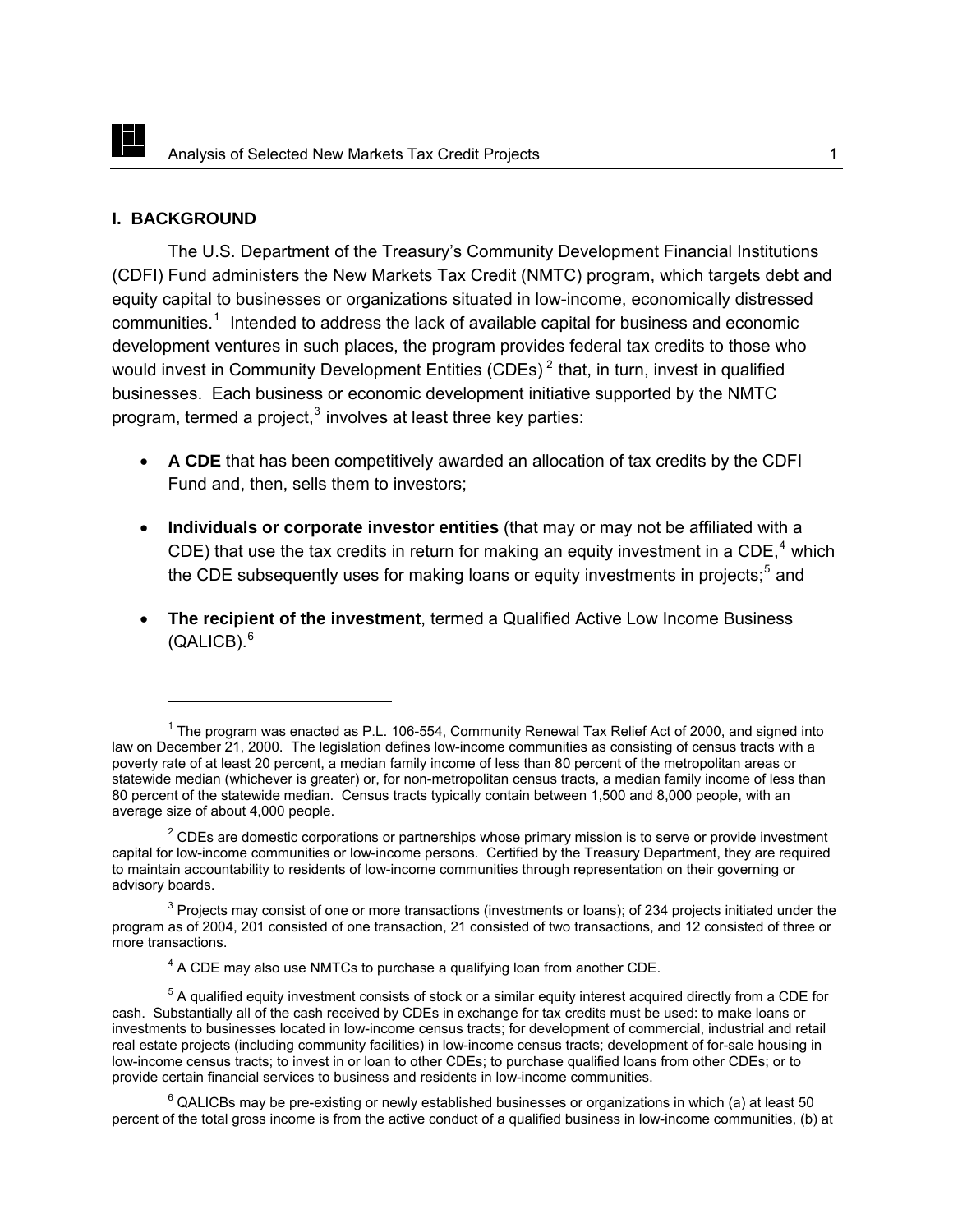## I. BACKGROUND

The U.S. Department of the Treasury's Community Development Financial Institutions (CDFI) Fund administers the New Markets Tax Credit (NMTC) program, which targets debt and equity capital to businesses or organizations situated in low-income, economically distressed communities.[1] Intended to address the lack of available capital for business and economic development ventures in such places, the program provides federal tax credits to those who would invest in Community Development Entities (CDEs)[2] that, in turn, invest in qualified businesses. Each business or economic development initiative supported by the NMTC program, termed a project,[3] involves at least three key parties:

- **A CDE** that has been competitively awarded an allocation of tax credits by the CDFI Fund and, then, sells them to investors;
- **Individuals or corporate investor entities** (that may or may not be affiliated with a CDE) that use the tax credits in return for making an equity investment in a CDE,[4] which the CDE subsequently uses for making loans or equity investments in projects;[5] and
- **The recipient of the investment**, termed a Qualified Active Low Income Business (QALICB).[6]

---

[1] The program was enacted as P.L. 106-554, Community Renewal Tax Relief Act of 2000, and signed into law on December 21, 2000. The legislation defines low-income communities as consisting of census tracts with a poverty rate of at least 20 percent, a median family income of less than 80 percent of the metropolitan areas or statewide median (whichever is greater) or, for non-metropolitan census tracts, a median family income of less than 80 percent of the statewide median. Census tracts typically contain between 1,500 and 8,000 people, with an average size of about 4,000 people.

[2] CDEs are domestic corporations or partnerships whose primary mission is to serve or provide investment capital for low-income communities or low-income persons. Certified by the Treasury Department, they are required to maintain accountability to residents of low-income communities through representation on their governing or advisory boards.

[3] Projects may consist of one or more transactions (investments or loans); of 234 projects initiated under the program as of 2004, 201 consisted of one transaction, 21 consisted of two transactions, and 12 consisted of three or more transactions.

[4] A CDE may also use NMTCs to purchase a qualifying loan from another CDE.

[5] A qualified equity investment consists of stock or a similar equity interest acquired directly from a CDE for cash. Substantially all of the cash received by CDEs in exchange for tax credits must be used: to make loans or investments to businesses located in low-income census tracts; for development of commercial, industrial and retail real estate projects (including community facilities) in low-income census tracts; development of for-sale housing in low-income census tracts; to invest in or loan to other CDEs; to purchase qualified loans from other CDEs; or to provide certain financial services to business and residents in low-income communities.

[6] QALICBs may be pre-existing or newly established businesses or organizations in which (a) at least 50 percent of the total gross income is from the active conduct of a qualified business in low-income communities, (b) at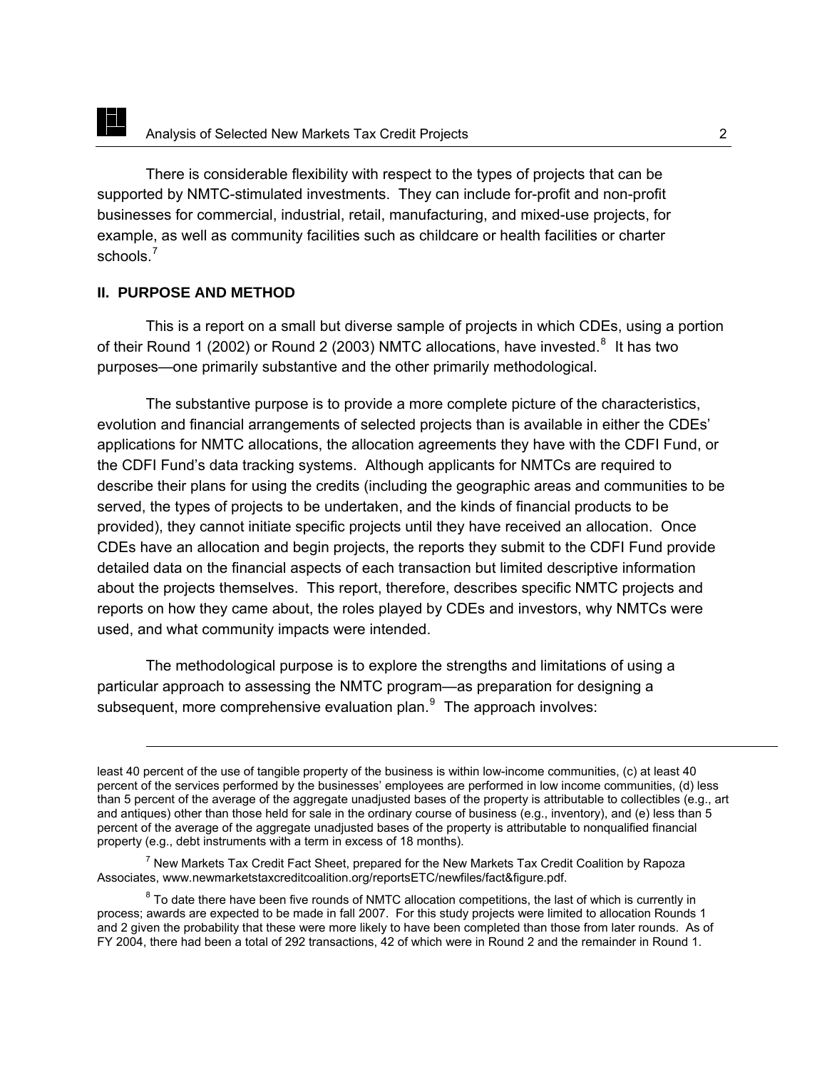There is considerable flexibility with respect to the types of projects that can be supported by NMTC-stimulated investments. They can include for-profit and non-profit businesses for commercial, industrial, retail, manufacturing, and mixed-use projects, for example, as well as community facilities such as childcare or health facilities or charter schools.[7]

## II. PURPOSE AND METHOD

This is a report on a small but diverse sample of projects in which CDEs, using a portion of their Round 1 (2002) or Round 2 (2003) NMTC allocations, have invested.[8] It has two purposes—one primarily substantive and the other primarily methodological.

The substantive purpose is to provide a more complete picture of the characteristics, evolution and financial arrangements of selected projects than is available in either the CDEs' applications for NMTC allocations, the allocation agreements they have with the CDFI Fund, or the CDFI Fund's data tracking systems. Although applicants for NMTCs are required to describe their plans for using the credits (including the geographic areas and communities to be served, the types of projects to be undertaken, and the kinds of financial products to be provided), they cannot initiate specific projects until they have received an allocation. Once CDEs have an allocation and begin projects, the reports they submit to the CDFI Fund provide detailed data on the financial aspects of each transaction but limited descriptive information about the projects themselves. This report, therefore, describes specific NMTC projects and reports on how they came about, the roles played by CDEs and investors, why NMTCs were used, and what community impacts were intended.

The methodological purpose is to explore the strengths and limitations of using a particular approach to assessing the NMTC program—as preparation for designing a subsequent, more comprehensive evaluation plan.[9] The approach involves:

---

least 40 percent of the use of tangible property of the business is within low-income communities, (c) at least 40 percent of the services performed by the businesses' employees are performed in low income communities, (d) less than 5 percent of the average of the aggregate unadjusted bases of the property is attributable to collectibles (e.g., art and antiques) other than those held for sale in the ordinary course of business (e.g., inventory), and (e) less than 5 percent of the average of the aggregate unadjusted bases of the property is attributable to nonqualified financial property (e.g., debt instruments with a term in excess of 18 months).

[7] New Markets Tax Credit Fact Sheet, prepared for the New Markets Tax Credit Coalition by Rapoza Associates, www.newmarketstaxcreditcoalition.org/reportsETC/newfiles/fact&figure.pdf.

[8] To date there have been five rounds of NMTC allocation competitions, the last of which is currently in process; awards are expected to be made in fall 2007. For this study projects were limited to allocation Rounds 1 and 2 given the probability that these were more likely to have been completed than those from later rounds. As of FY 2004, there had been a total of 292 transactions, 42 of which were in Round 2 and the remainder in Round 1.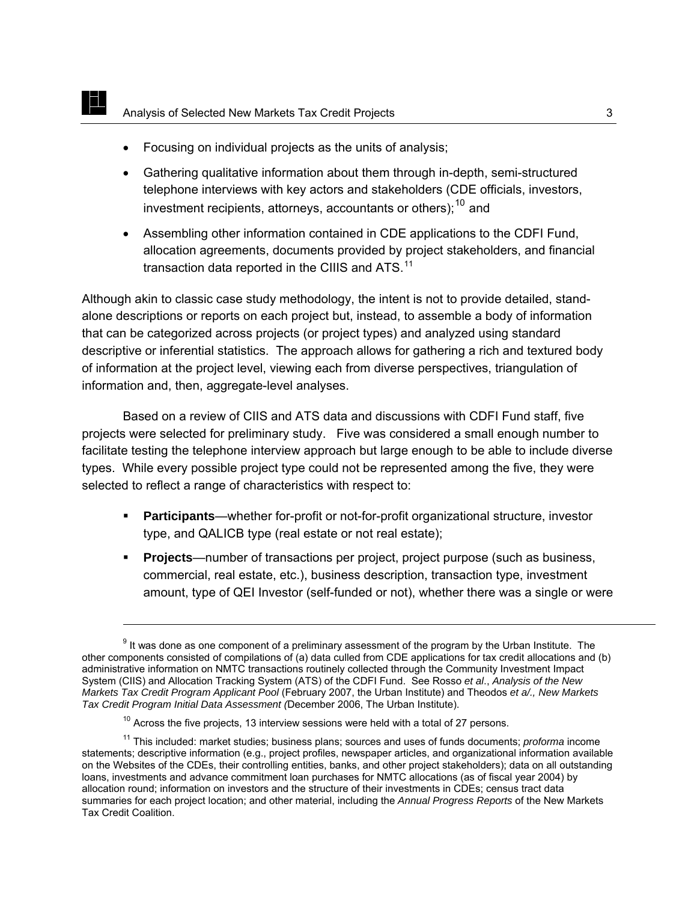- Focusing on individual projects as the units of analysis;
- Gathering qualitative information about them through in-depth, semi-structured telephone interviews with key actors and stakeholders (CDE officials, investors, investment recipients, attorneys, accountants or others);[10] and
- Assembling other information contained in CDE applications to the CDFI Fund, allocation agreements, documents provided by project stakeholders, and financial transaction data reported in the CIIIS and ATS.[11]

Although akin to classic case study methodology, the intent is not to provide detailed, stand-alone descriptions or reports on each project but, instead, to assemble a body of information that can be categorized across projects (or project types) and analyzed using standard descriptive or inferential statistics. The approach allows for gathering a rich and textured body of information at the project level, viewing each from diverse perspectives, triangulation of information and, then, aggregate-level analyses.

Based on a review of CIIS and ATS data and discussions with CDFI Fund staff, five projects were selected for preliminary study. Five was considered a small enough number to facilitate testing the telephone interview approach but large enough to be able to include diverse types. While every possible project type could not be represented among the five, they were selected to reflect a range of characteristics with respect to:

- **Participants**—whether for-profit or not-for-profit organizational structure, investor type, and QALICB type (real estate or not real estate);
- **Projects**—number of transactions per project, project purpose (such as business, commercial, real estate, etc.), business description, transaction type, investment amount, type of QEI Investor (self-funded or not), whether there was a single or were

---

[9] It was done as one component of a preliminary assessment of the program by the Urban Institute. The other components consisted of compilations of (a) data culled from CDE applications for tax credit allocations and (b) administrative information on NMTC transactions routinely collected through the Community Investment Impact System (CIIS) and Allocation Tracking System (ATS) of the CDFI Fund. See Rosso *et al*., *Analysis of the New Markets Tax Credit Program Applicant Pool* (February 2007, the Urban Institute) and Theodos *et a/., New Markets Tax Credit Program Initial Data Assessment (*December 2006, The Urban Institute).

[10] Across the five projects, 13 interview sessions were held with a total of 27 persons.

[11] This included: market studies; business plans; sources and uses of funds documents; *proforma* income statements; descriptive information (e.g., project profiles, newspaper articles, and organizational information available on the Websites of the CDEs, their controlling entities, banks, and other project stakeholders); data on all outstanding loans, investments and advance commitment loan purchases for NMTC allocations (as of fiscal year 2004) by allocation round; information on investors and the structure of their investments in CDEs; census tract data summaries for each project location; and other material, including the *Annual Progress Reports* of the New Markets Tax Credit Coalition.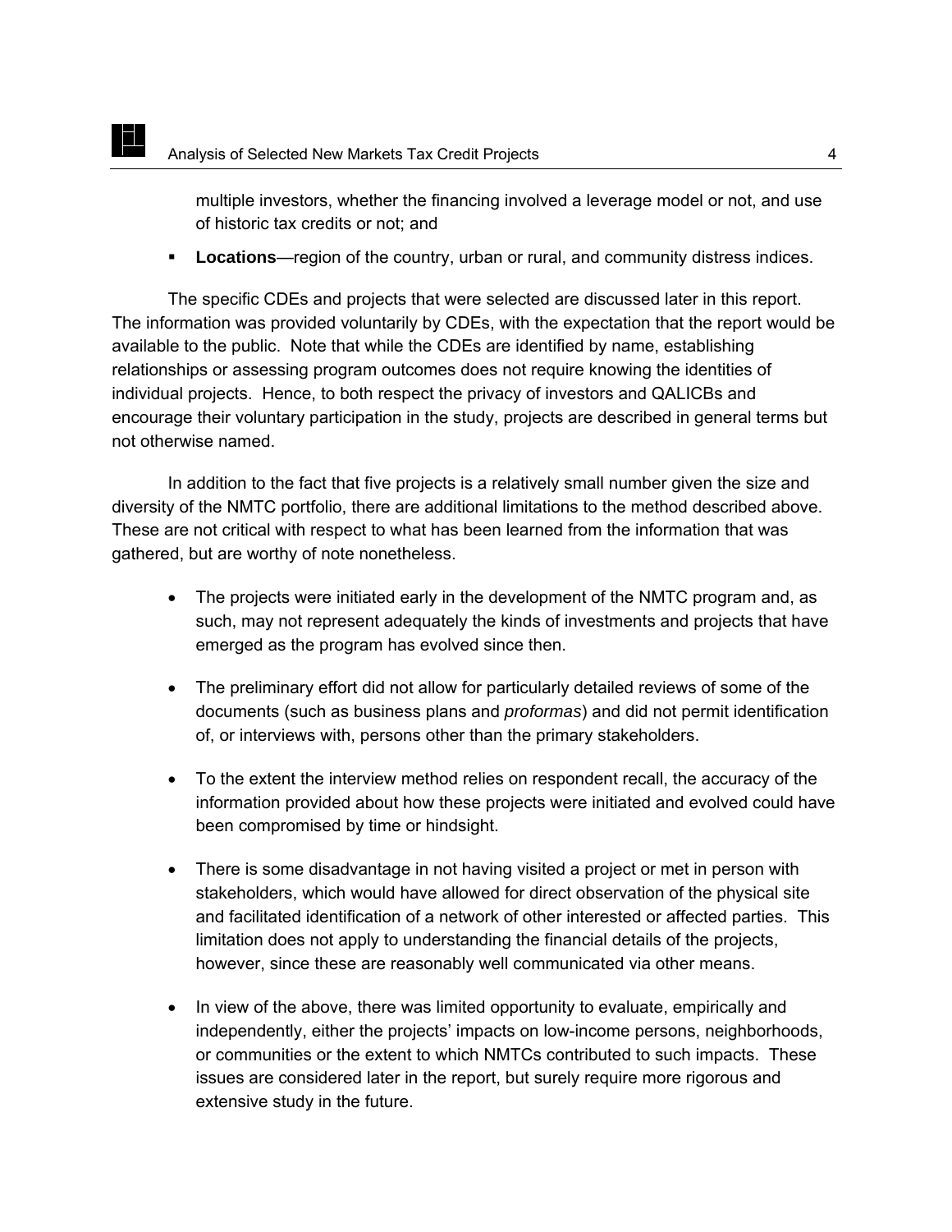multiple investors, whether the financing involved a leverage model or not, and use of historic tax credits or not; and

- **Locations**—region of the country, urban or rural, and community distress indices.

The specific CDEs and projects that were selected are discussed later in this report. The information was provided voluntarily by CDEs, with the expectation that the report would be available to the public. Note that while the CDEs are identified by name, establishing relationships or assessing program outcomes does not require knowing the identities of individual projects. Hence, to both respect the privacy of investors and QALICBs and encourage their voluntary participation in the study, projects are described in general terms but not otherwise named.

In addition to the fact that five projects is a relatively small number given the size and diversity of the NMTC portfolio, there are additional limitations to the method described above. These are not critical with respect to what has been learned from the information that was gathered, but are worthy of note nonetheless.

- The projects were initiated early in the development of the NMTC program and, as such, may not represent adequately the kinds of investments and projects that have emerged as the program has evolved since then.

- The preliminary effort did not allow for particularly detailed reviews of some of the documents (such as business plans and *proformas*) and did not permit identification of, or interviews with, persons other than the primary stakeholders.

- To the extent the interview method relies on respondent recall, the accuracy of the information provided about how these projects were initiated and evolved could have been compromised by time or hindsight.

- There is some disadvantage in not having visited a project or met in person with stakeholders, which would have allowed for direct observation of the physical site and facilitated identification of a network of other interested or affected parties. This limitation does not apply to understanding the financial details of the projects, however, since these are reasonably well communicated via other means.

- In view of the above, there was limited opportunity to evaluate, empirically and independently, either the projects' impacts on low-income persons, neighborhoods, or communities or the extent to which NMTCs contributed to such impacts. These issues are considered later in the report, but surely require more rigorous and extensive study in the future.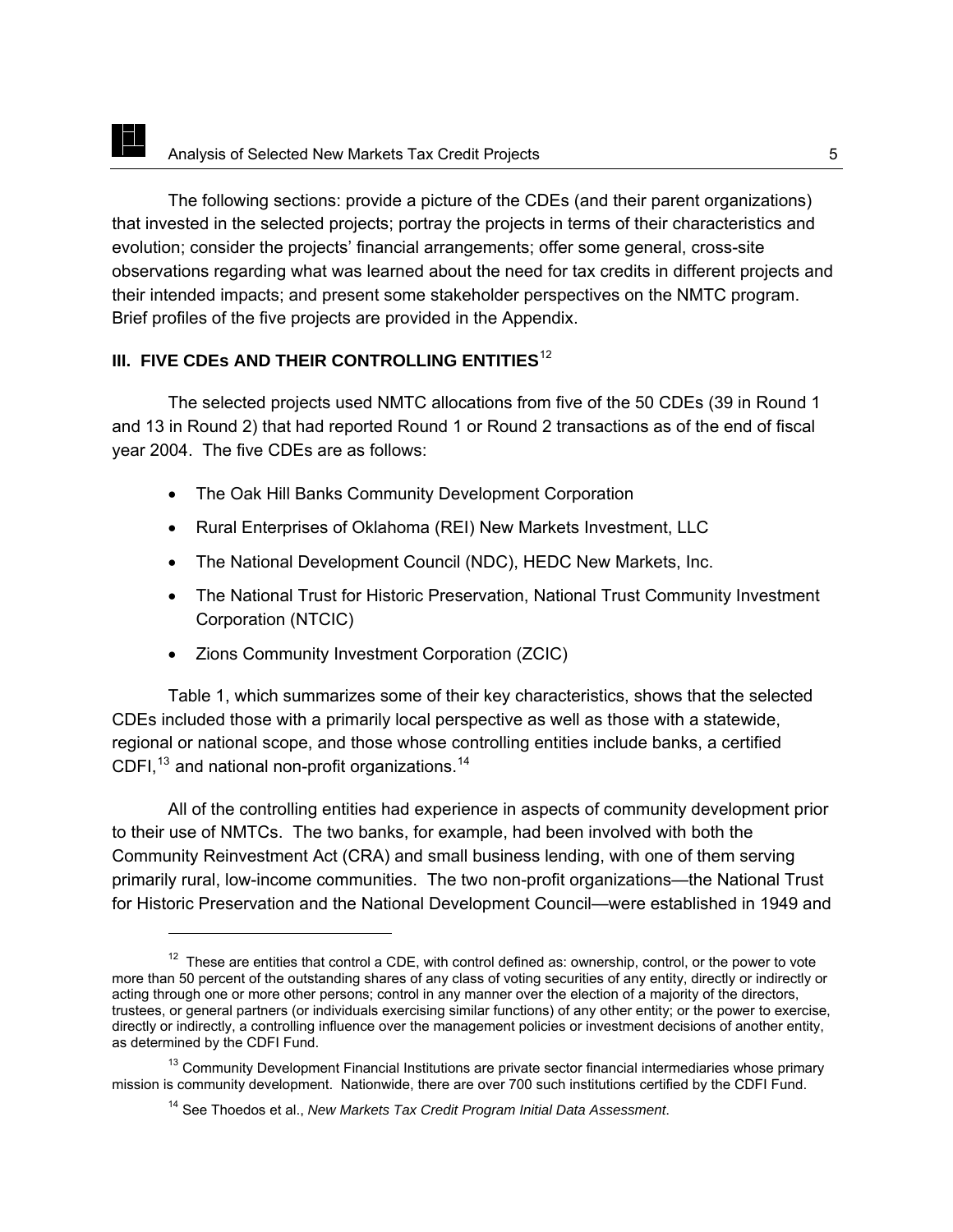The following sections: provide a picture of the CDEs (and their parent organizations) that invested in the selected projects; portray the projects in terms of their characteristics and evolution; consider the projects' financial arrangements; offer some general, cross-site observations regarding what was learned about the need for tax credits in different projects and their intended impacts; and present some stakeholder perspectives on the NMTC program. Brief profiles of the five projects are provided in the Appendix.

## III. FIVE CDEs AND THEIR CONTROLLING ENTITIES[12]

The selected projects used NMTC allocations from five of the 50 CDEs (39 in Round 1 and 13 in Round 2) that had reported Round 1 or Round 2 transactions as of the end of fiscal year 2004. The five CDEs are as follows:

- The Oak Hill Banks Community Development Corporation
- Rural Enterprises of Oklahoma (REI) New Markets Investment, LLC
- The National Development Council (NDC), HEDC New Markets, Inc.
- The National Trust for Historic Preservation, National Trust Community Investment Corporation (NTCIC)
- Zions Community Investment Corporation (ZCIC)

Table 1, which summarizes some of their key characteristics, shows that the selected CDEs included those with a primarily local perspective as well as those with a statewide, regional or national scope, and those whose controlling entities include banks, a certified CDFI,[13] and national non-profit organizations.[14]

All of the controlling entities had experience in aspects of community development prior to their use of NMTCs. The two banks, for example, had been involved with both the Community Reinvestment Act (CRA) and small business lending, with one of them serving primarily rural, low-income communities. The two non-profit organizations—the National Trust for Historic Preservation and the National Development Council—were established in 1949 and

---

[12] These are entities that control a CDE, with control defined as: ownership, control, or the power to vote more than 50 percent of the outstanding shares of any class of voting securities of any entity, directly or indirectly or acting through one or more other persons; control in any manner over the election of a majority of the directors, trustees, or general partners (or individuals exercising similar functions) of any other entity; or the power to exercise, directly or indirectly, a controlling influence over the management policies or investment decisions of another entity, as determined by the CDFI Fund.

[13] Community Development Financial Institutions are private sector financial intermediaries whose primary mission is community development. Nationwide, there are over 700 such institutions certified by the CDFI Fund.

[14] See Thoedos et al., *New Markets Tax Credit Program Initial Data Assessment*.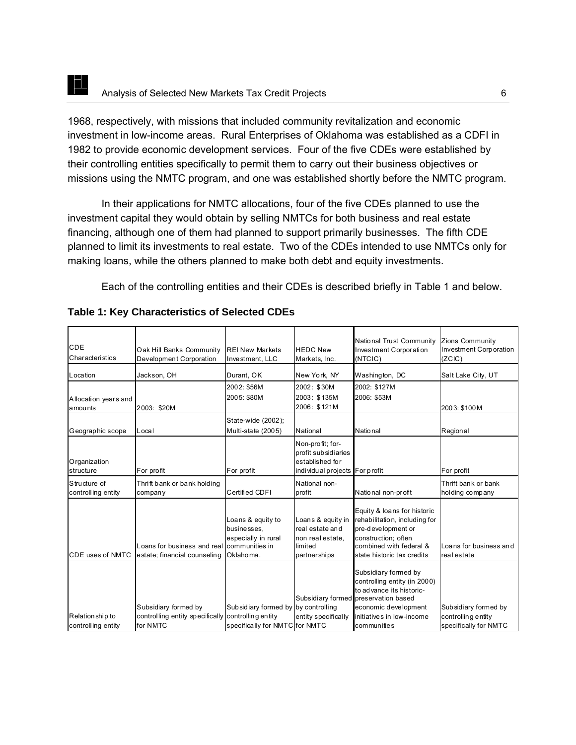1968, respectively, with missions that included community revitalization and economic investment in low-income areas. Rural Enterprises of Oklahoma was established as a CDFI in 1982 to provide economic development services. Four of the five CDEs were established by their controlling entities specifically to permit them to carry out their business objectives or missions using the NMTC program, and one was established shortly before the NMTC program.

In their applications for NMTC allocations, four of the five CDEs planned to use the investment capital they would obtain by selling NMTCs for both business and real estate financing, although one of them had planned to support primarily businesses. The fifth CDE planned to limit its investments to real estate. Two of the CDEs intended to use NMTCs only for making loans, while the others planned to make both debt and equity investments.

Each of the controlling entities and their CDEs is described briefly in Table 1 and below.

**Table 1: Key Characteristics of Selected CDEs**

| CDE Characteristics | Oak Hill Banks Community Development Corporation | REI New Markets Investment, LLC | HEDC New Markets, Inc. | National Trust Community Investment Corporation (NTCIC) | Zions Community Investment Corporation (ZCIC) |
|---|---|---|---|---|---|
| Location | Jackson, OH | Durant, OK | New York, NY | Washington, DC | Salt Lake City, UT |
| Allocation years and amounts | 2003: $20M | 2002: $56M<br>2005: $80M | 2002: $30M<br>2003: $135M<br>2006: $121M | 2002: $127M<br>2006: $53M | 2003: $100M |
| Geographic scope | Local | State-wide (2002);<br>Multi-state (2005) | National | National | Regional |
| Organization structure | For profit | For profit | Non-profit; for-profit subsidiaries established for individual projects | For profit | For profit |
| Structure of controlling entity | Thrift bank or bank holding company | Certified CDFI | National non-profit | National non-profit | Thrift bank or bank holding company |
| CDE uses of NMTC | Loans for business and real estate; financial counseling | Loans & equity to businesses, especially in rural communities in Oklahoma. | Loans & equity in real estate and non real estate, limited partnerships | Equity & loans for historic rehabilitation, including for pre-development or construction; often combined with federal & state historic tax credits | Loans for business and real estate |
| Relationship to controlling entity | Subsidiary formed by controlling entity specifically for NMTC | Subsidiary formed by controlling entity specifically for NMTC | Subsidiary formed by controlling entity specifically for NMTC | Subsidiary formed by controlling entity (in 2000) to advance its historic-preservation based economic development initiatives in low-income communities | Subsidiary formed by controlling entity specifically for NMTC |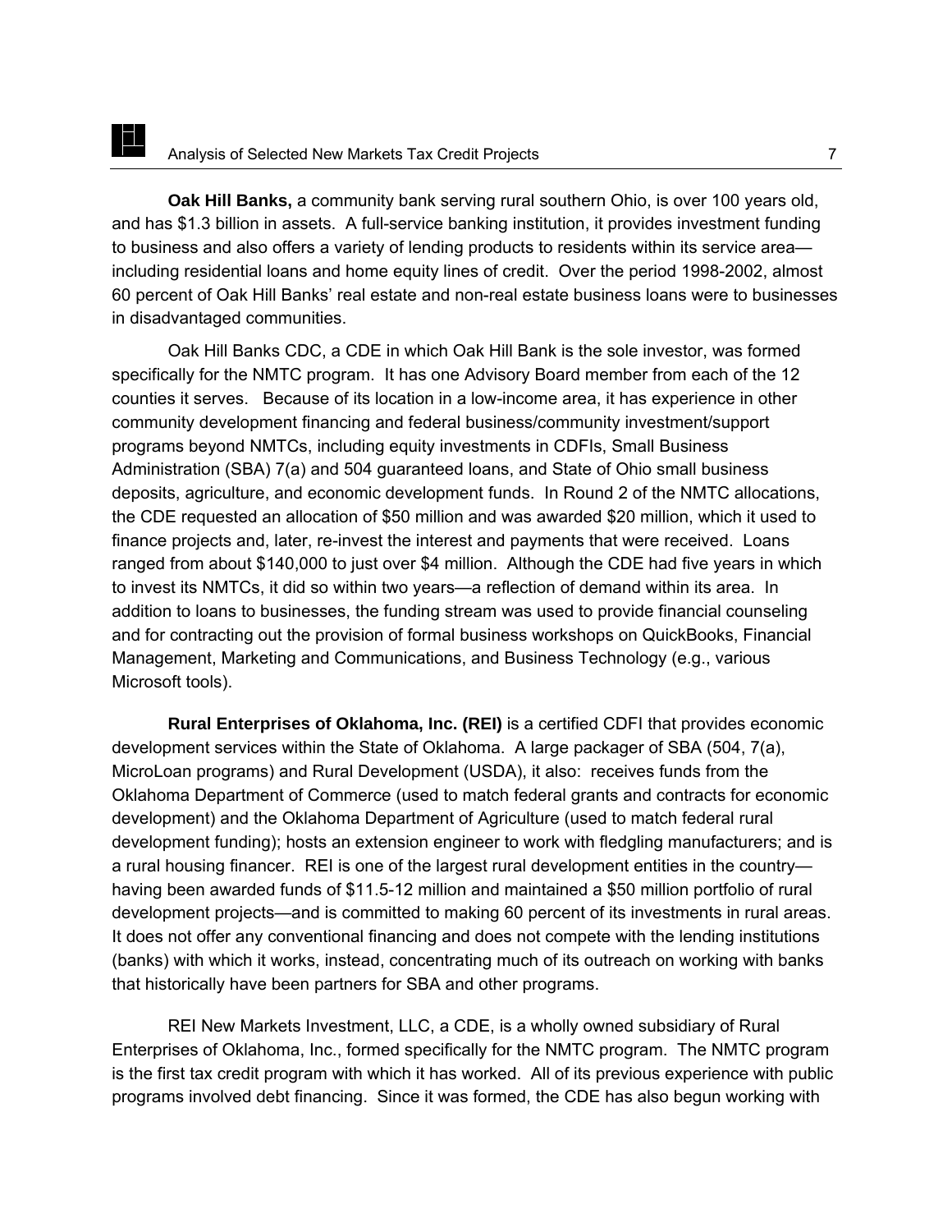**Oak Hill Banks,** a community bank serving rural southern Ohio, is over 100 years old, and has $1.3 billion in assets. A full-service banking institution, it provides investment funding to business and also offers a variety of lending products to residents within its service area—including residential loans and home equity lines of credit. Over the period 1998-2002, almost 60 percent of Oak Hill Banks' real estate and non-real estate business loans were to businesses in disadvantaged communities.

Oak Hill Banks CDC, a CDE in which Oak Hill Bank is the sole investor, was formed specifically for the NMTC program. It has one Advisory Board member from each of the 12 counties it serves. Because of its location in a low-income area, it has experience in other community development financing and federal business/community investment/support programs beyond NMTCs, including equity investments in CDFIs, Small Business Administration (SBA) 7(a) and 504 guaranteed loans, and State of Ohio small business deposits, agriculture, and economic development funds. In Round 2 of the NMTC allocations, the CDE requested an allocation of $50 million and was awarded $20 million, which it used to finance projects and, later, re-invest the interest and payments that were received. Loans ranged from about $140,000 to just over $4 million. Although the CDE had five years in which to invest its NMTCs, it did so within two years—a reflection of demand within its area. In addition to loans to businesses, the funding stream was used to provide financial counseling and for contracting out the provision of formal business workshops on QuickBooks, Financial Management, Marketing and Communications, and Business Technology (e.g., various Microsoft tools).

**Rural Enterprises of Oklahoma, Inc. (REI)** is a certified CDFI that provides economic development services within the State of Oklahoma. A large packager of SBA (504, 7(a), MicroLoan programs) and Rural Development (USDA), it also: receives funds from the Oklahoma Department of Commerce (used to match federal grants and contracts for economic development) and the Oklahoma Department of Agriculture (used to match federal rural development funding); hosts an extension engineer to work with fledgling manufacturers; and is a rural housing financer. REI is one of the largest rural development entities in the country—having been awarded funds of $11.5-12 million and maintained a $50 million portfolio of rural development projects—and is committed to making 60 percent of its investments in rural areas. It does not offer any conventional financing and does not compete with the lending institutions (banks) with which it works, instead, concentrating much of its outreach on working with banks that historically have been partners for SBA and other programs.

REI New Markets Investment, LLC, a CDE, is a wholly owned subsidiary of Rural Enterprises of Oklahoma, Inc., formed specifically for the NMTC program. The NMTC program is the first tax credit program with which it has worked. All of its previous experience with public programs involved debt financing. Since it was formed, the CDE has also begun working with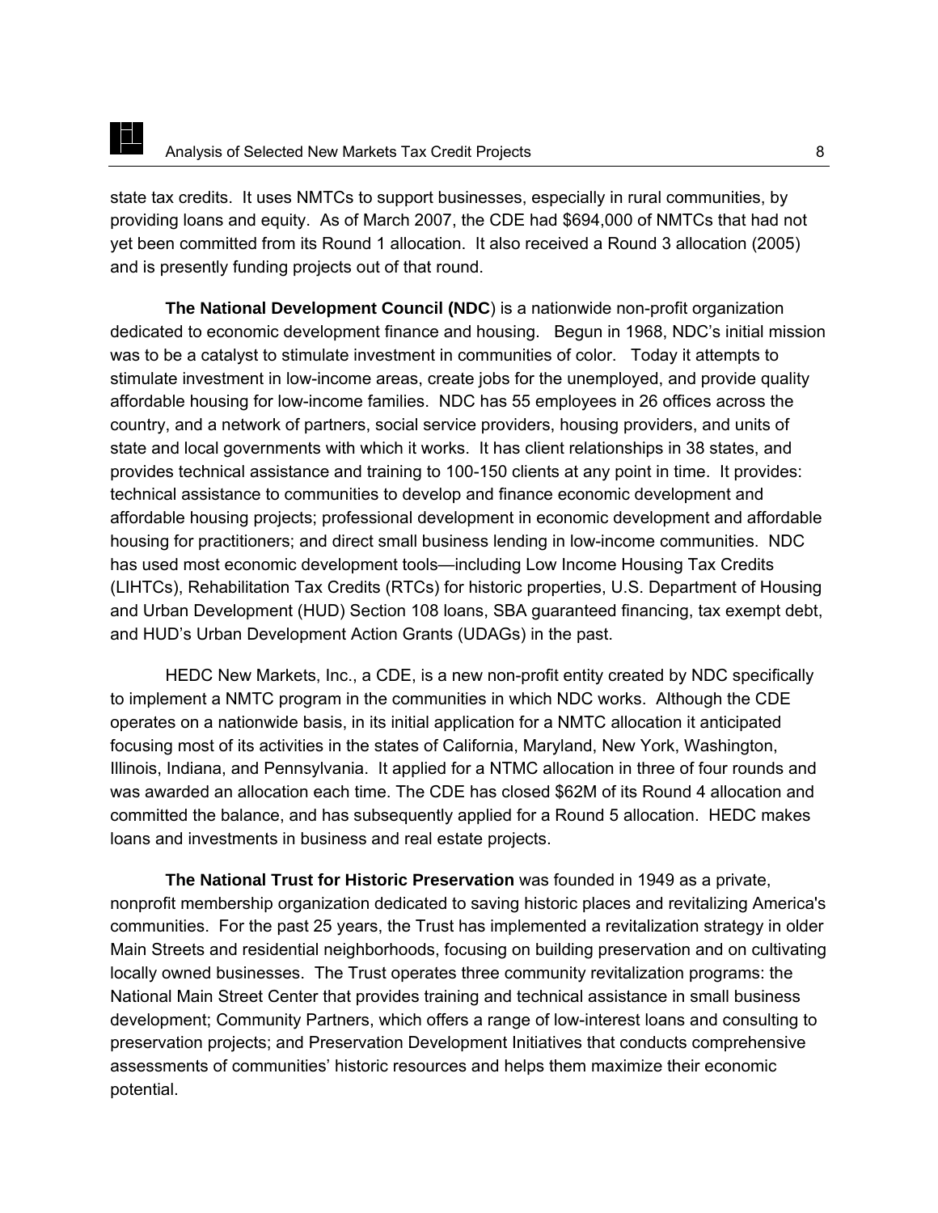state tax credits. It uses NMTCs to support businesses, especially in rural communities, by providing loans and equity. As of March 2007, the CDE had $694,000 of NMTCs that had not yet been committed from its Round 1 allocation. It also received a Round 3 allocation (2005) and is presently funding projects out of that round.

**The National Development Council (NDC**) is a nationwide non-profit organization dedicated to economic development finance and housing. Begun in 1968, NDC's initial mission was to be a catalyst to stimulate investment in communities of color. Today it attempts to stimulate investment in low-income areas, create jobs for the unemployed, and provide quality affordable housing for low-income families. NDC has 55 employees in 26 offices across the country, and a network of partners, social service providers, housing providers, and units of state and local governments with which it works. It has client relationships in 38 states, and provides technical assistance and training to 100-150 clients at any point in time. It provides: technical assistance to communities to develop and finance economic development and affordable housing projects; professional development in economic development and affordable housing for practitioners; and direct small business lending in low-income communities. NDC has used most economic development tools—including Low Income Housing Tax Credits (LIHTCs), Rehabilitation Tax Credits (RTCs) for historic properties, U.S. Department of Housing and Urban Development (HUD) Section 108 loans, SBA guaranteed financing, tax exempt debt, and HUD's Urban Development Action Grants (UDAGs) in the past.

HEDC New Markets, Inc., a CDE, is a new non-profit entity created by NDC specifically to implement a NMTC program in the communities in which NDC works. Although the CDE operates on a nationwide basis, in its initial application for a NMTC allocation it anticipated focusing most of its activities in the states of California, Maryland, New York, Washington, Illinois, Indiana, and Pennsylvania. It applied for a NTMC allocation in three of four rounds and was awarded an allocation each time. The CDE has closed $62M of its Round 4 allocation and committed the balance, and has subsequently applied for a Round 5 allocation. HEDC makes loans and investments in business and real estate projects.

**The National Trust for Historic Preservation** was founded in 1949 as a private, nonprofit membership organization dedicated to saving historic places and revitalizing America's communities. For the past 25 years, the Trust has implemented a revitalization strategy in older Main Streets and residential neighborhoods, focusing on building preservation and on cultivating locally owned businesses. The Trust operates three community revitalization programs: the National Main Street Center that provides training and technical assistance in small business development; Community Partners, which offers a range of low-interest loans and consulting to preservation projects; and Preservation Development Initiatives that conducts comprehensive assessments of communities' historic resources and helps them maximize their economic potential.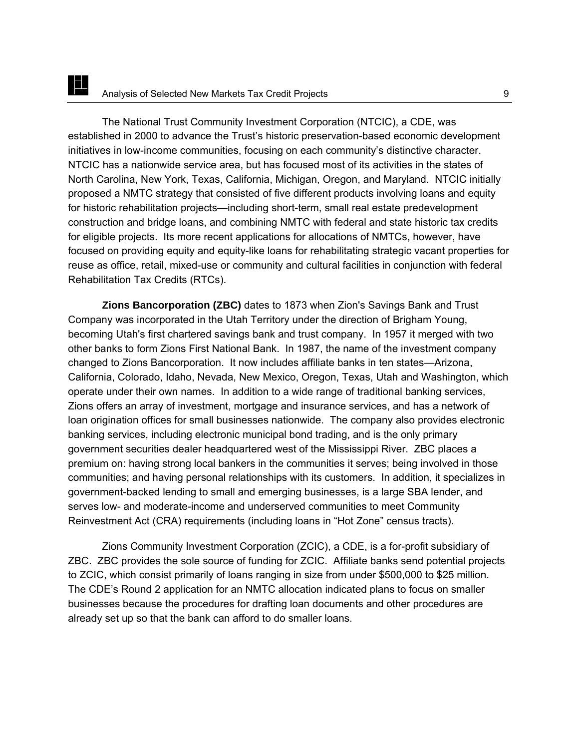The National Trust Community Investment Corporation (NTCIC), a CDE, was established in 2000 to advance the Trust's historic preservation-based economic development initiatives in low-income communities, focusing on each community's distinctive character. NTCIC has a nationwide service area, but has focused most of its activities in the states of North Carolina, New York, Texas, California, Michigan, Oregon, and Maryland. NTCIC initially proposed a NMTC strategy that consisted of five different products involving loans and equity for historic rehabilitation projects—including short-term, small real estate predevelopment construction and bridge loans, and combining NMTC with federal and state historic tax credits for eligible projects. Its more recent applications for allocations of NMTCs, however, have focused on providing equity and equity-like loans for rehabilitating strategic vacant properties for reuse as office, retail, mixed-use or community and cultural facilities in conjunction with federal Rehabilitation Tax Credits (RTCs).

**Zions Bancorporation (ZBC)** dates to 1873 when Zion's Savings Bank and Trust Company was incorporated in the Utah Territory under the direction of Brigham Young, becoming Utah's first chartered savings bank and trust company. In 1957 it merged with two other banks to form Zions First National Bank. In 1987, the name of the investment company changed to Zions Bancorporation. It now includes affiliate banks in ten states—Arizona, California, Colorado, Idaho, Nevada, New Mexico, Oregon, Texas, Utah and Washington, which operate under their own names. In addition to a wide range of traditional banking services, Zions offers an array of investment, mortgage and insurance services, and has a network of loan origination offices for small businesses nationwide. The company also provides electronic banking services, including electronic municipal bond trading, and is the only primary government securities dealer headquartered west of the Mississippi River. ZBC places a premium on: having strong local bankers in the communities it serves; being involved in those communities; and having personal relationships with its customers. In addition, it specializes in government-backed lending to small and emerging businesses, is a large SBA lender, and serves low- and moderate-income and underserved communities to meet Community Reinvestment Act (CRA) requirements (including loans in "Hot Zone" census tracts).

Zions Community Investment Corporation (ZCIC), a CDE, is a for-profit subsidiary of ZBC. ZBC provides the sole source of funding for ZCIC. Affiliate banks send potential projects to ZCIC, which consist primarily of loans ranging in size from under $500,000 to $25 million. The CDE's Round 2 application for an NMTC allocation indicated plans to focus on smaller businesses because the procedures for drafting loan documents and other procedures are already set up so that the bank can afford to do smaller loans.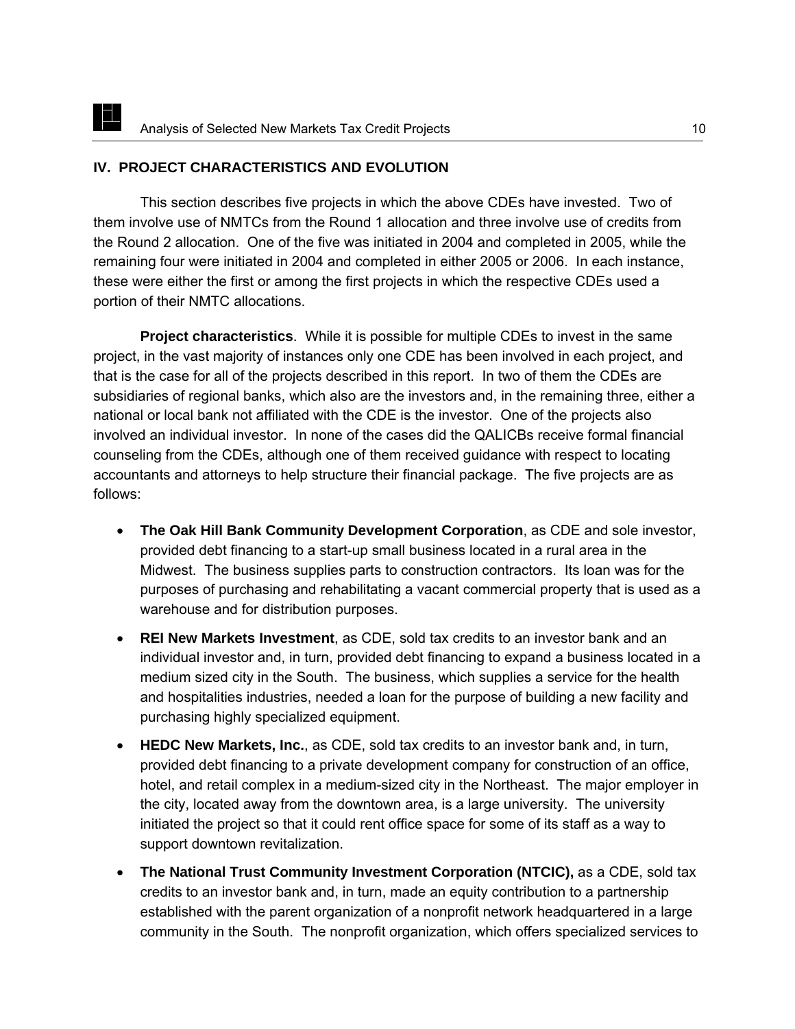## IV. PROJECT CHARACTERISTICS AND EVOLUTION

This section describes five projects in which the above CDEs have invested. Two of them involve use of NMTCs from the Round 1 allocation and three involve use of credits from the Round 2 allocation. One of the five was initiated in 2004 and completed in 2005, while the remaining four were initiated in 2004 and completed in either 2005 or 2006. In each instance, these were either the first or among the first projects in which the respective CDEs used a portion of their NMTC allocations.

**Project characteristics**. While it is possible for multiple CDEs to invest in the same project, in the vast majority of instances only one CDE has been involved in each project, and that is the case for all of the projects described in this report. In two of them the CDEs are subsidiaries of regional banks, which also are the investors and, in the remaining three, either a national or local bank not affiliated with the CDE is the investor. One of the projects also involved an individual investor. In none of the cases did the QALICBs receive formal financial counseling from the CDEs, although one of them received guidance with respect to locating accountants and attorneys to help structure their financial package. The five projects are as follows:

- **The Oak Hill Bank Community Development Corporation**, as CDE and sole investor, provided debt financing to a start-up small business located in a rural area in the Midwest. The business supplies parts to construction contractors. Its loan was for the purposes of purchasing and rehabilitating a vacant commercial property that is used as a warehouse and for distribution purposes.
- **REI New Markets Investment**, as CDE, sold tax credits to an investor bank and an individual investor and, in turn, provided debt financing to expand a business located in a medium sized city in the South. The business, which supplies a service for the health and hospitalities industries, needed a loan for the purpose of building a new facility and purchasing highly specialized equipment.
- **HEDC New Markets, Inc.**, as CDE, sold tax credits to an investor bank and, in turn, provided debt financing to a private development company for construction of an office, hotel, and retail complex in a medium-sized city in the Northeast. The major employer in the city, located away from the downtown area, is a large university. The university initiated the project so that it could rent office space for some of its staff as a way to support downtown revitalization.
- **The National Trust Community Investment Corporation (NTCIC),** as a CDE, sold tax credits to an investor bank and, in turn, made an equity contribution to a partnership established with the parent organization of a nonprofit network headquartered in a large community in the South. The nonprofit organization, which offers specialized services to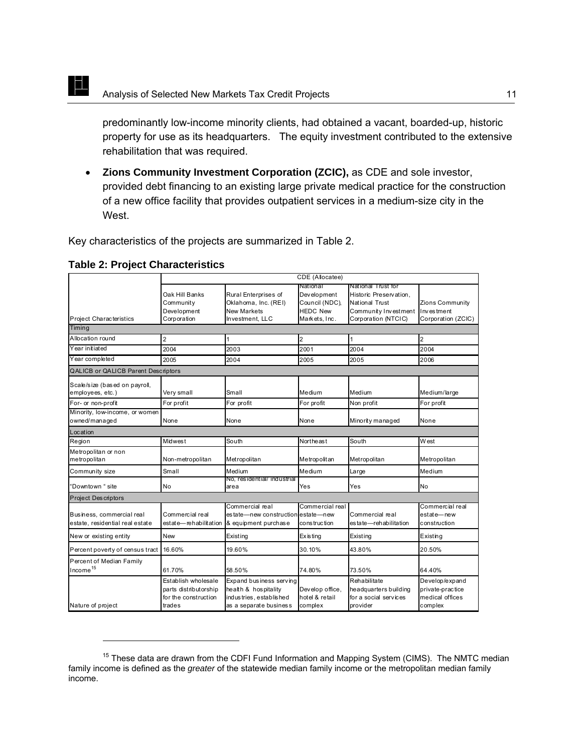predominantly low-income minority clients, had obtained a vacant, boarded-up, historic property for use as its headquarters. The equity investment contributed to the extensive rehabilitation that was required.

- **Zions Community Investment Corporation (ZCIC),** as CDE and sole investor, provided debt financing to an existing large private medical practice for the construction of a new office facility that provides outpatient services in a medium-size city in the West.

Key characteristics of the projects are summarized in Table 2.

**Table 2: Project Characteristics**

| | CDE (Allocatee) | | | | |
|---|---|---|---|---|---|
| Project Characteristics | Oak Hill Banks Community Development Corporation | Rural Enterprises of Oklahoma, Inc. (REI) New Markets Investment, LLC | National Development Council (NDC), HEDC New Markets, Inc. | National Trust for Historic Preservation, National Trust Community Investment Corporation (NTCIC) | Zions Community Investment Corporation (ZCIC) |
| **Timing** | | | | | |
| Allocation round | 2 | 1 | 2 | 1 | 2 |
| Year initiated | 2004 | 2003 | 2001 | 2004 | 2004 |
| Year completed | 2005 | 2004 | 2005 | 2005 | 2006 |
| **QALICB or QALICB Parent Descriptors** | | | | | |
| Scale/size (based on payroll, employees, etc.) | Very small | Small | Medium | Medium | Medium/large |
| For- or non-profit | For profit | For profit | For profit | Non profit | For profit |
| Minority, low-income, or women owned/managed | None | None | None | Minority managed | None |
| **Location** | | | | | |
| Region | Midwest | South | Northeast | South | West |
| Metropolitan or non metropolitan | Non-metropolitan | Metropolitan | Metropolitan | Metropolitan | Metropolitan |
| Community size | Small | Medium | Medium | Large | Medium |
| "Downtown " site | No | No, residential/ industrial area | Yes | Yes | No |
| **Project Descriptors** | | | | | |
| Business, commercial real estate, residential real estate | Commercial real estate—rehabilitation | Commercial real estate—new construction & equipment purchase | Commercial real estate—new construction | Commercial real estate—rehabilitation | Commercial real estate—new construction |
| New or existing entity | New | Existing | Existing | Existing | Existing |
| Percent poverty of census tract | 16.60% | 19.60% | 30.10% | 43.80% | 20.50% |
| Percent of Median Family Income[15] | 61.70% | 58.50% | 74.80% | 73.50% | 64.40% |
| Nature of project | Establish wholesale parts distributorship for the construction trades | Expand business serving health & hospitality industries, established as a separate business | Develop office, hotel & retail complex | Rehabilitate headquarters building for a social services provider | Develop/expand private-practice medical offices complex |

[15] These data are drawn from the CDFI Fund Information and Mapping System (CIMS). The NMTC median family income is defined as the *greater* of the statewide median family income or the metropolitan median family income.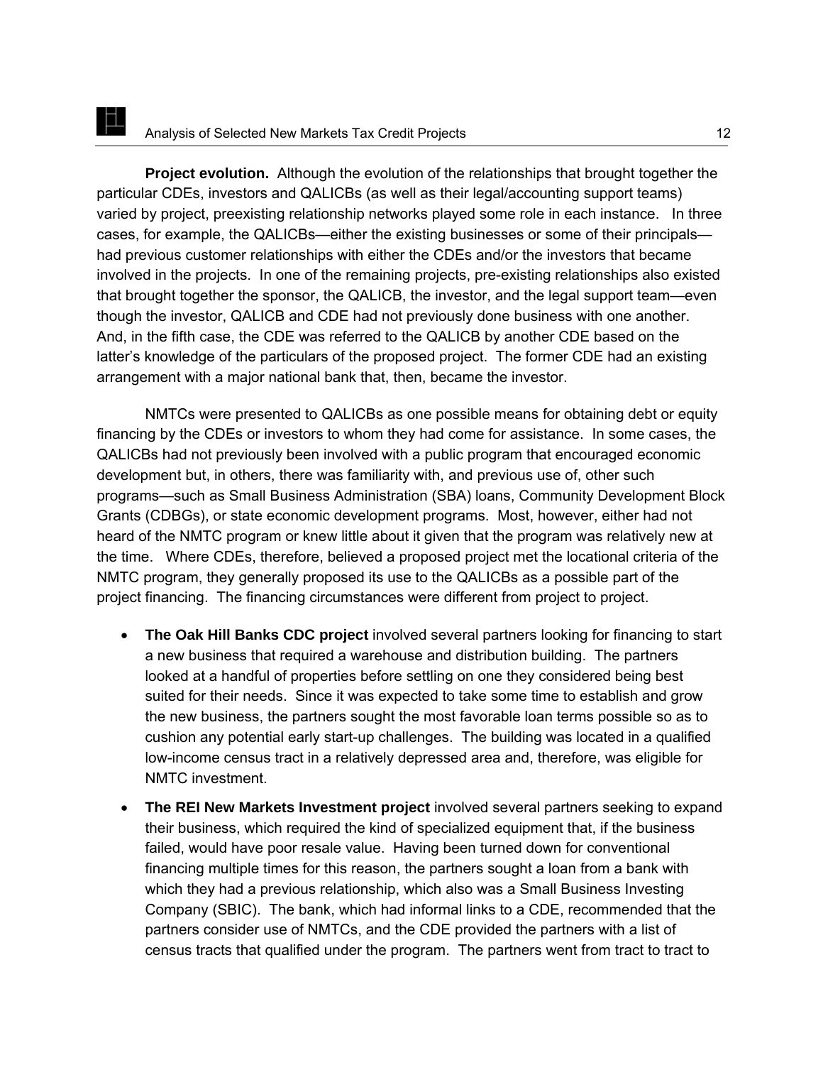**Project evolution.** Although the evolution of the relationships that brought together the particular CDEs, investors and QALICBs (as well as their legal/accounting support teams) varied by project, preexisting relationship networks played some role in each instance. In three cases, for example, the QALICBs—either the existing businesses or some of their principals—had previous customer relationships with either the CDEs and/or the investors that became involved in the projects. In one of the remaining projects, pre-existing relationships also existed that brought together the sponsor, the QALICB, the investor, and the legal support team—even though the investor, QALICB and CDE had not previously done business with one another. And, in the fifth case, the CDE was referred to the QALICB by another CDE based on the latter's knowledge of the particulars of the proposed project. The former CDE had an existing arrangement with a major national bank that, then, became the investor.

NMTCs were presented to QALICBs as one possible means for obtaining debt or equity financing by the CDEs or investors to whom they had come for assistance. In some cases, the QALICBs had not previously been involved with a public program that encouraged economic development but, in others, there was familiarity with, and previous use of, other such programs—such as Small Business Administration (SBA) loans, Community Development Block Grants (CDBGs), or state economic development programs. Most, however, either had not heard of the NMTC program or knew little about it given that the program was relatively new at the time. Where CDEs, therefore, believed a proposed project met the locational criteria of the NMTC program, they generally proposed its use to the QALICBs as a possible part of the project financing. The financing circumstances were different from project to project.

- **The Oak Hill Banks CDC project** involved several partners looking for financing to start a new business that required a warehouse and distribution building. The partners looked at a handful of properties before settling on one they considered being best suited for their needs. Since it was expected to take some time to establish and grow the new business, the partners sought the most favorable loan terms possible so as to cushion any potential early start-up challenges. The building was located in a qualified low-income census tract in a relatively depressed area and, therefore, was eligible for NMTC investment.
- **The REI New Markets Investment project** involved several partners seeking to expand their business, which required the kind of specialized equipment that, if the business failed, would have poor resale value. Having been turned down for conventional financing multiple times for this reason, the partners sought a loan from a bank with which they had a previous relationship, which also was a Small Business Investing Company (SBIC). The bank, which had informal links to a CDE, recommended that the partners consider use of NMTCs, and the CDE provided the partners with a list of census tracts that qualified under the program. The partners went from tract to tract to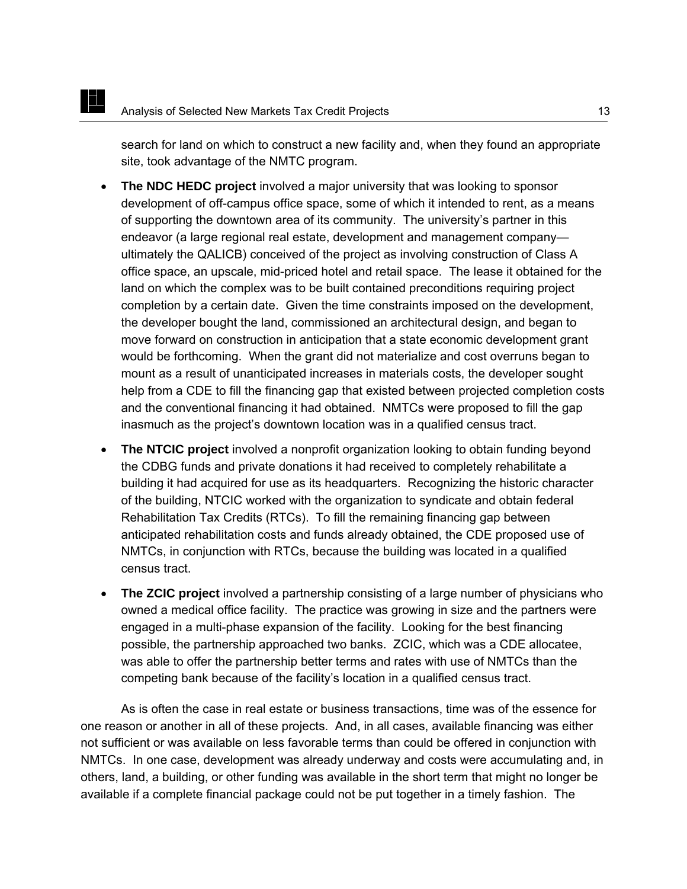search for land on which to construct a new facility and, when they found an appropriate site, took advantage of the NMTC program.

- **The NDC HEDC project** involved a major university that was looking to sponsor development of off-campus office space, some of which it intended to rent, as a means of supporting the downtown area of its community. The university's partner in this endeavor (a large regional real estate, development and management company—ultimately the QALICB) conceived of the project as involving construction of Class A office space, an upscale, mid-priced hotel and retail space. The lease it obtained for the land on which the complex was to be built contained preconditions requiring project completion by a certain date. Given the time constraints imposed on the development, the developer bought the land, commissioned an architectural design, and began to move forward on construction in anticipation that a state economic development grant would be forthcoming. When the grant did not materialize and cost overruns began to mount as a result of unanticipated increases in materials costs, the developer sought help from a CDE to fill the financing gap that existed between projected completion costs and the conventional financing it had obtained. NMTCs were proposed to fill the gap inasmuch as the project's downtown location was in a qualified census tract.
- **The NTCIC project** involved a nonprofit organization looking to obtain funding beyond the CDBG funds and private donations it had received to completely rehabilitate a building it had acquired for use as its headquarters. Recognizing the historic character of the building, NTCIC worked with the organization to syndicate and obtain federal Rehabilitation Tax Credits (RTCs). To fill the remaining financing gap between anticipated rehabilitation costs and funds already obtained, the CDE proposed use of NMTCs, in conjunction with RTCs, because the building was located in a qualified census tract.
- **The ZCIC project** involved a partnership consisting of a large number of physicians who owned a medical office facility. The practice was growing in size and the partners were engaged in a multi-phase expansion of the facility. Looking for the best financing possible, the partnership approached two banks. ZCIC, which was a CDE allocatee, was able to offer the partnership better terms and rates with use of NMTCs than the competing bank because of the facility's location in a qualified census tract.

As is often the case in real estate or business transactions, time was of the essence for one reason or another in all of these projects. And, in all cases, available financing was either not sufficient or was available on less favorable terms than could be offered in conjunction with NMTCs. In one case, development was already underway and costs were accumulating and, in others, land, a building, or other funding was available in the short term that might no longer be available if a complete financial package could not be put together in a timely fashion. The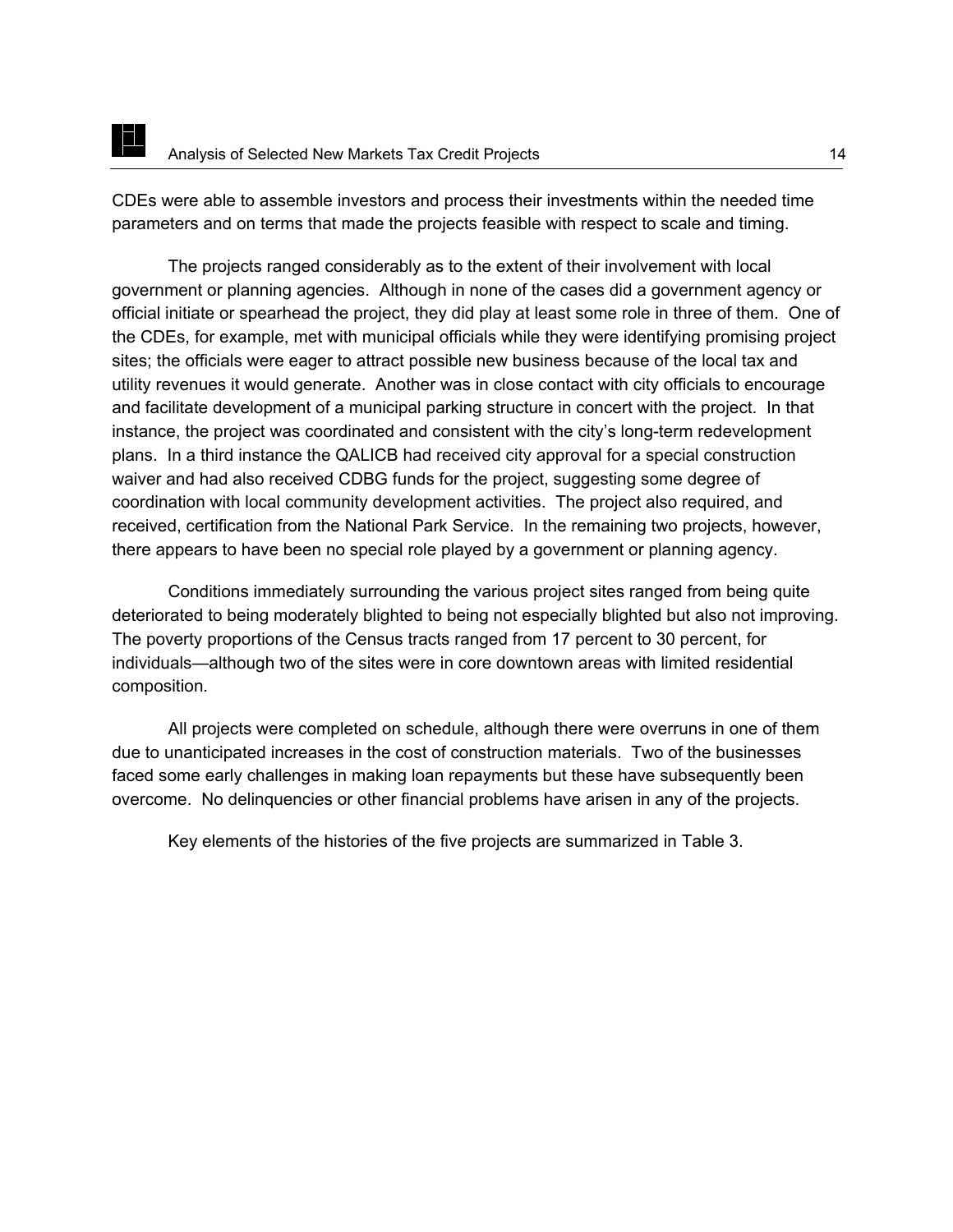CDEs were able to assemble investors and process their investments within the needed time parameters and on terms that made the projects feasible with respect to scale and timing.

The projects ranged considerably as to the extent of their involvement with local government or planning agencies. Although in none of the cases did a government agency or official initiate or spearhead the project, they did play at least some role in three of them. One of the CDEs, for example, met with municipal officials while they were identifying promising project sites; the officials were eager to attract possible new business because of the local tax and utility revenues it would generate. Another was in close contact with city officials to encourage and facilitate development of a municipal parking structure in concert with the project. In that instance, the project was coordinated and consistent with the city's long-term redevelopment plans. In a third instance the QALICB had received city approval for a special construction waiver and had also received CDBG funds for the project, suggesting some degree of coordination with local community development activities. The project also required, and received, certification from the National Park Service. In the remaining two projects, however, there appears to have been no special role played by a government or planning agency.

Conditions immediately surrounding the various project sites ranged from being quite deteriorated to being moderately blighted to being not especially blighted but also not improving. The poverty proportions of the Census tracts ranged from 17 percent to 30 percent, for individuals—although two of the sites were in core downtown areas with limited residential composition.

All projects were completed on schedule, although there were overruns in one of them due to unanticipated increases in the cost of construction materials. Two of the businesses faced some early challenges in making loan repayments but these have subsequently been overcome. No delinquencies or other financial problems have arisen in any of the projects.

Key elements of the histories of the five projects are summarized in Table 3.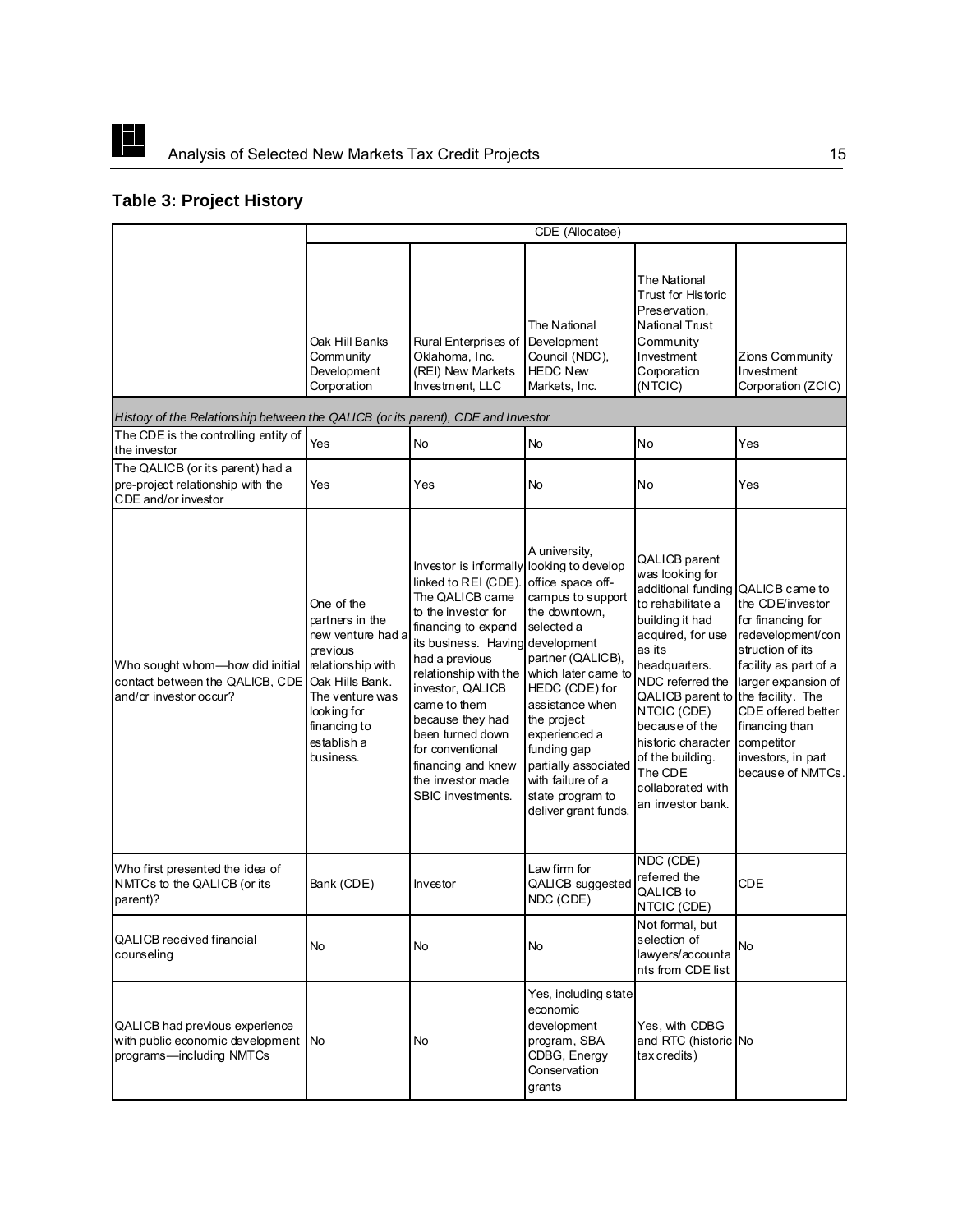## Table 3: Project History

| | CDE (Allocatee) | | | | |
|---|---|---|---|---|---|
| | Oak Hill Banks Community Development Corporation | Rural Enterprises of Oklahoma, Inc. (REI) New Markets Investment, LLC | The National Development Council (NDC), HEDC New Markets, Inc. | The National Trust for Historic Preservation, National Trust Community Investment Corporation (NTCIC) | Zions Community Investment Corporation (ZCIC) |
| *History of the Relationship between the QALICB (or its parent), CDE and Investor* | | | | | |
| The CDE is the controlling entity of the investor | Yes | No | No | No | Yes |
| The QALICB (or its parent) had a pre-project relationship with the CDE and/or investor | Yes | Yes | No | No | Yes |
| Who sought whom—how did initial contact between the QALICB, CDE and/or investor occur? | One of the partners in the new venture had a previous relationship with Oak Hills Bank. The venture was looking for financing to establish a business. | Investor is informally linked to REI (CDE). The QALICB came to the investor for financing to expand its business. Having had a previous relationship with the investor, QALICB came to them because they had been turned down for conventional financing and knew the investor made SBIC investments. | A university, looking to develop office space off-campus to support the downtown, selected a development partner (QALICB), which later came to HEDC (CDE) for assistance when the project experienced a funding gap partially associated with failure of a state program to deliver grant funds. | QALICB parent was looking for additional funding to rehabilitate a building it had acquired, for use as its headquarters. NDC referred the QALICB parent to NTCIC (CDE) because of the historic character of the building. The CDE collaborated with an investor bank. | QALICB came to the CDE/investor for financing for redevelopment/construction of its facility as part of a larger expansion of the facility. The CDE offered better financing than competitor investors, in part because of NMTCs. |
| Who first presented the idea of NMTCs to the QALICB (or its parent)? | Bank (CDE) | Investor | Law firm for QALICB suggested NDC (CDE) | NDC (CDE) referred the QALICB to NTCIC (CDE) | CDE |
| QALICB received financial counseling | No | No | No | Not formal, but selection of lawyers/accountants from CDE list | No |
| QALICB had previous experience with public economic development programs—including NMTCs | No | No | Yes, including state economic development program, SBA, CDBG, Energy Conservation grants | Yes, with CDBG and RTC (historic tax credits) | No |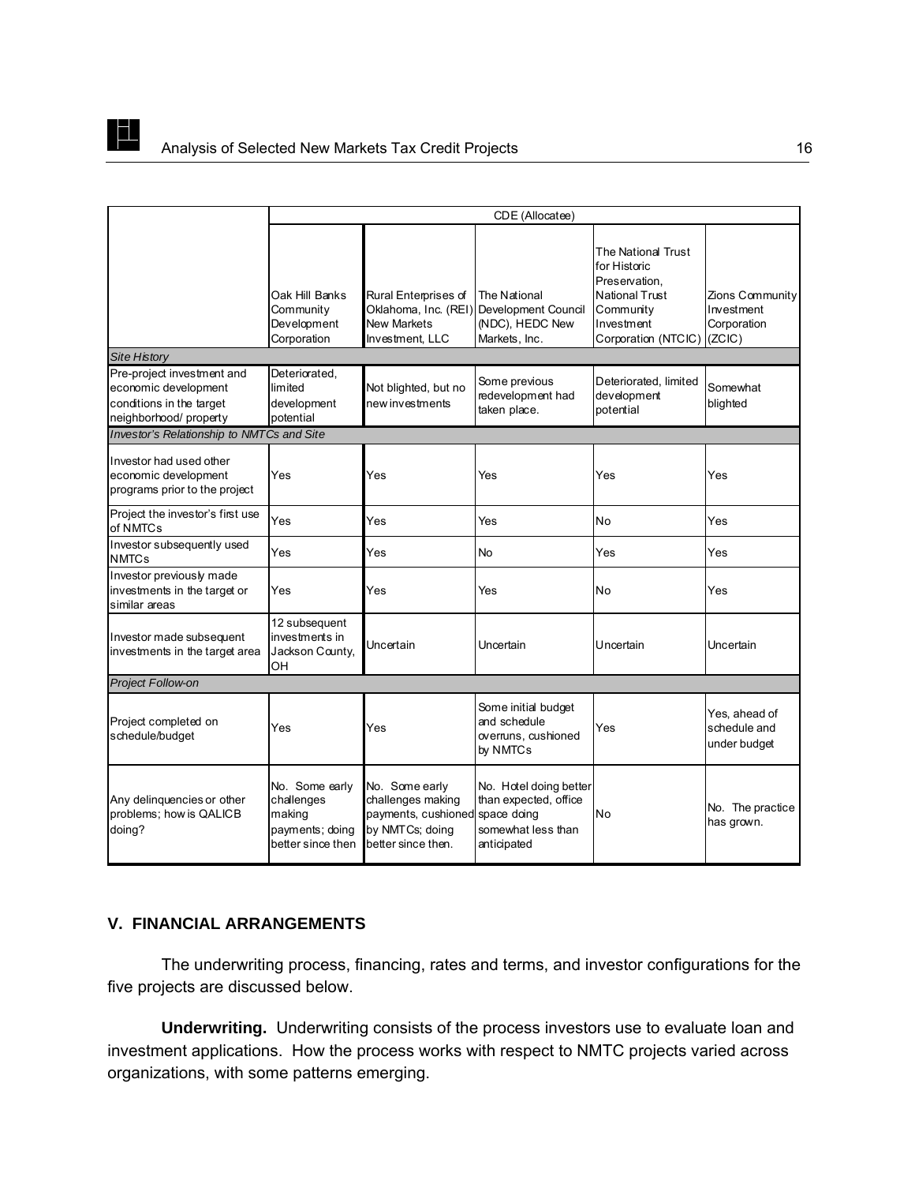| | CDE (Allocatee) | | | | |
|---|---|---|---|---|---|
| | Oak Hill Banks Community Development Corporation | Rural Enterprises of Oklahoma, Inc. (REI) New Markets Investment, LLC | The National Development Council (NDC), HEDC New Markets, Inc. | The National Trust for Historic Preservation, National Trust Community Investment Corporation (NTCIC) | Zions Community Investment Corporation (ZCIC) |
| *Site History* | | | | | |
| Pre-project investment and economic development conditions in the target neighborhood/ property | Deteriorated, limited development potential | Not blighted, but no new investments | Some previous redevelopment had taken place. | Deteriorated, limited development potential | Somewhat blighted |
| *Investor's Relationship to NMTCs and Site* | | | | | |
| Investor had used other economic development programs prior to the project | Yes | Yes | Yes | Yes | Yes |
| Project the investor's first use of NMTCs | Yes | Yes | Yes | No | Yes |
| Investor subsequently used NMTCs | Yes | Yes | No | Yes | Yes |
| Investor previously made investments in the target or similar areas | Yes | Yes | Yes | No | Yes |
| Investor made subsequent investments in the target area | 12 subsequent investments in Jackson County, OH | Uncertain | Uncertain | Uncertain | Uncertain |
| *Project Follow-on* | | | | | |
| Project completed on schedule/budget | Yes | Yes | Some initial budget and schedule overruns, cushioned by NMTCs | Yes | Yes, ahead of schedule and under budget |
| Any delinquencies or other problems; how is QALICB doing? | No. Some early challenges making payments; doing better since then | No. Some early challenges making payments, cushioned by NMTCs; doing better since then. | No. Hotel doing better than expected, office space doing somewhat less than anticipated | No | No. The practice has grown. |

## V. FINANCIAL ARRANGEMENTS

The underwriting process, financing, rates and terms, and investor configurations for the five projects are discussed below.

**Underwriting.** Underwriting consists of the process investors use to evaluate loan and investment applications. How the process works with respect to NMTC projects varied across organizations, with some patterns emerging.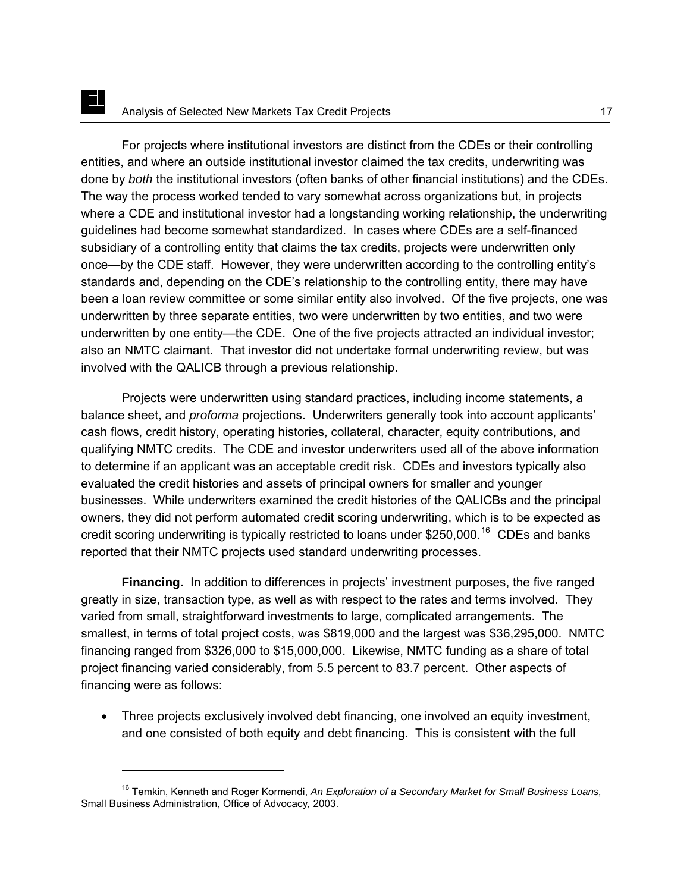For projects where institutional investors are distinct from the CDEs or their controlling entities, and where an outside institutional investor claimed the tax credits, underwriting was done by *both* the institutional investors (often banks of other financial institutions) and the CDEs. The way the process worked tended to vary somewhat across organizations but, in projects where a CDE and institutional investor had a longstanding working relationship, the underwriting guidelines had become somewhat standardized. In cases where CDEs are a self-financed subsidiary of a controlling entity that claims the tax credits, projects were underwritten only once—by the CDE staff. However, they were underwritten according to the controlling entity's standards and, depending on the CDE's relationship to the controlling entity, there may have been a loan review committee or some similar entity also involved. Of the five projects, one was underwritten by three separate entities, two were underwritten by two entities, and two were underwritten by one entity—the CDE. One of the five projects attracted an individual investor; also an NMTC claimant. That investor did not undertake formal underwriting review, but was involved with the QALICB through a previous relationship.

Projects were underwritten using standard practices, including income statements, a balance sheet, and *proforma* projections. Underwriters generally took into account applicants' cash flows, credit history, operating histories, collateral, character, equity contributions, and qualifying NMTC credits. The CDE and investor underwriters used all of the above information to determine if an applicant was an acceptable credit risk. CDEs and investors typically also evaluated the credit histories and assets of principal owners for smaller and younger businesses. While underwriters examined the credit histories of the QALICBs and the principal owners, they did not perform automated credit scoring underwriting, which is to be expected as credit scoring underwriting is typically restricted to loans under $250,000.[16] CDEs and banks reported that their NMTC projects used standard underwriting processes.

**Financing.** In addition to differences in projects' investment purposes, the five ranged greatly in size, transaction type, as well as with respect to the rates and terms involved. They varied from small, straightforward investments to large, complicated arrangements. The smallest, in terms of total project costs, was $819,000 and the largest was $36,295,000. NMTC financing ranged from $326,000 to $15,000,000. Likewise, NMTC funding as a share of total project financing varied considerably, from 5.5 percent to 83.7 percent. Other aspects of financing were as follows:

- Three projects exclusively involved debt financing, one involved an equity investment, and one consisted of both equity and debt financing. This is consistent with the full

[16] Temkin, Kenneth and Roger Kormendi, *An Exploration of a Secondary Market for Small Business Loans,* Small Business Administration, Office of Advocacy*,* 2003.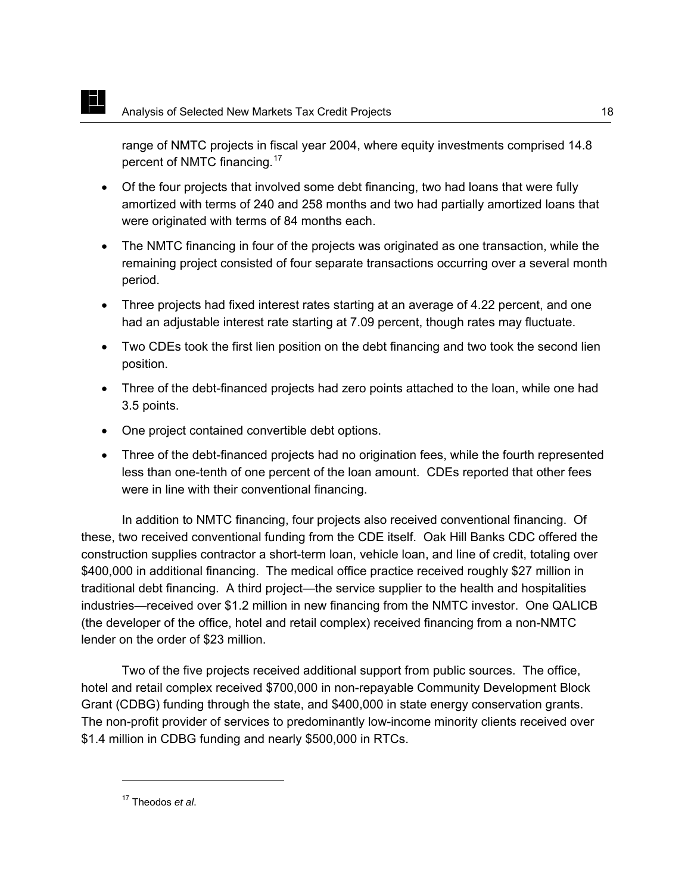range of NMTC projects in fiscal year 2004, where equity investments comprised 14.8 percent of NMTC financing.[17]

- Of the four projects that involved some debt financing, two had loans that were fully amortized with terms of 240 and 258 months and two had partially amortized loans that were originated with terms of 84 months each.
- The NMTC financing in four of the projects was originated as one transaction, while the remaining project consisted of four separate transactions occurring over a several month period.
- Three projects had fixed interest rates starting at an average of 4.22 percent, and one had an adjustable interest rate starting at 7.09 percent, though rates may fluctuate.
- Two CDEs took the first lien position on the debt financing and two took the second lien position.
- Three of the debt-financed projects had zero points attached to the loan, while one had 3.5 points.
- One project contained convertible debt options.
- Three of the debt-financed projects had no origination fees, while the fourth represented less than one-tenth of one percent of the loan amount. CDEs reported that other fees were in line with their conventional financing.

In addition to NMTC financing, four projects also received conventional financing. Of these, two received conventional funding from the CDE itself. Oak Hill Banks CDC offered the construction supplies contractor a short-term loan, vehicle loan, and line of credit, totaling over $400,000 in additional financing. The medical office practice received roughly $27 million in traditional debt financing. A third project—the service supplier to the health and hospitalities industries—received over $1.2 million in new financing from the NMTC investor. One QALICB (the developer of the office, hotel and retail complex) received financing from a non-NMTC lender on the order of $23 million.

Two of the five projects received additional support from public sources. The office, hotel and retail complex received $700,000 in non-repayable Community Development Block Grant (CDBG) funding through the state, and $400,000 in state energy conservation grants. The non-profit provider of services to predominantly low-income minority clients received over $1.4 million in CDBG funding and nearly $500,000 in RTCs.

[17] Theodos *et al*.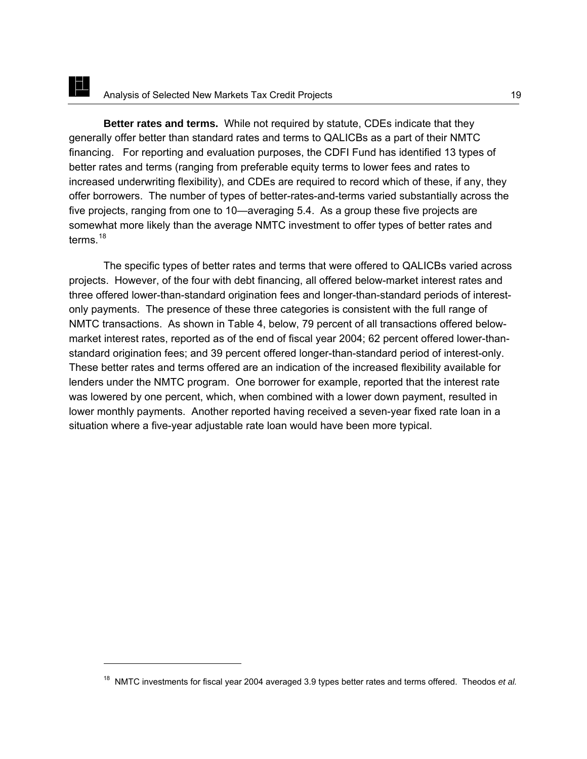**Better rates and terms.** While not required by statute, CDEs indicate that they generally offer better than standard rates and terms to QALICBs as a part of their NMTC financing. For reporting and evaluation purposes, the CDFI Fund has identified 13 types of better rates and terms (ranging from preferable equity terms to lower fees and rates to increased underwriting flexibility), and CDEs are required to record which of these, if any, they offer borrowers. The number of types of better-rates-and-terms varied substantially across the five projects, ranging from one to 10—averaging 5.4. As a group these five projects are somewhat more likely than the average NMTC investment to offer types of better rates and terms.[18]

The specific types of better rates and terms that were offered to QALICBs varied across projects. However, of the four with debt financing, all offered below-market interest rates and three offered lower-than-standard origination fees and longer-than-standard periods of interest-only payments. The presence of these three categories is consistent with the full range of NMTC transactions. As shown in Table 4, below, 79 percent of all transactions offered below-market interest rates, reported as of the end of fiscal year 2004; 62 percent offered lower-than-standard origination fees; and 39 percent offered longer-than-standard period of interest-only. These better rates and terms offered are an indication of the increased flexibility available for lenders under the NMTC program. One borrower for example, reported that the interest rate was lowered by one percent, which, when combined with a lower down payment, resulted in lower monthly payments. Another reported having received a seven-year fixed rate loan in a situation where a five-year adjustable rate loan would have been more typical.

---

[18] NMTC investments for fiscal year 2004 averaged 3.9 types better rates and terms offered. Theodos *et al.*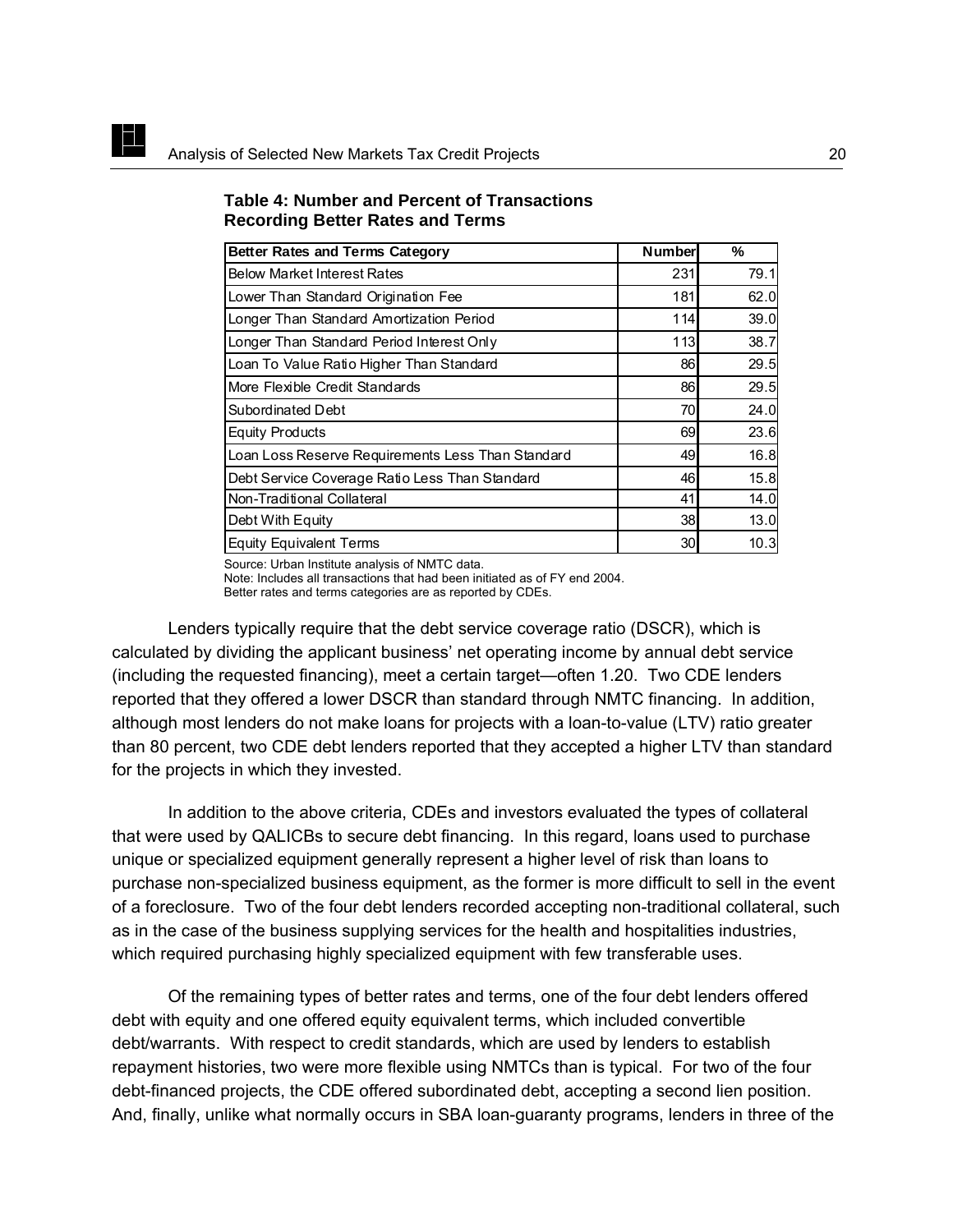**Table 4: Number and Percent of Transactions Recording Better Rates and Terms**

| Better Rates and Terms Category | Number | % |
|---|---|---|
| Below Market Interest Rates | 231 | 79.1 |
| Lower Than Standard Origination Fee | 181 | 62.0 |
| Longer Than Standard Amortization Period | 114 | 39.0 |
| Longer Than Standard Period Interest Only | 113 | 38.7 |
| Loan To Value Ratio Higher Than Standard | 86 | 29.5 |
| More Flexible Credit Standards | 86 | 29.5 |
| Subordinated Debt | 70 | 24.0 |
| Equity Products | 69 | 23.6 |
| Loan Loss Reserve Requirements Less Than Standard | 49 | 16.8 |
| Debt Service Coverage Ratio Less Than Standard | 46 | 15.8 |
| Non-Traditional Collateral | 41 | 14.0 |
| Debt With Equity | 38 | 13.0 |
| Equity Equivalent Terms | 30 | 10.3 |

Source: Urban Institute analysis of NMTC data.
Note: Includes all transactions that had been initiated as of FY end 2004.
Better rates and terms categories are as reported by CDEs.

Lenders typically require that the debt service coverage ratio (DSCR), which is calculated by dividing the applicant business' net operating income by annual debt service (including the requested financing), meet a certain target—often 1.20. Two CDE lenders reported that they offered a lower DSCR than standard through NMTC financing. In addition, although most lenders do not make loans for projects with a loan-to-value (LTV) ratio greater than 80 percent, two CDE debt lenders reported that they accepted a higher LTV than standard for the projects in which they invested.

In addition to the above criteria, CDEs and investors evaluated the types of collateral that were used by QALICBs to secure debt financing. In this regard, loans used to purchase unique or specialized equipment generally represent a higher level of risk than loans to purchase non-specialized business equipment, as the former is more difficult to sell in the event of a foreclosure. Two of the four debt lenders recorded accepting non-traditional collateral, such as in the case of the business supplying services for the health and hospitalities industries, which required purchasing highly specialized equipment with few transferable uses.

Of the remaining types of better rates and terms, one of the four debt lenders offered debt with equity and one offered equity equivalent terms, which included convertible debt/warrants. With respect to credit standards, which are used by lenders to establish repayment histories, two were more flexible using NMTCs than is typical. For two of the four debt-financed projects, the CDE offered subordinated debt, accepting a second lien position. And, finally, unlike what normally occurs in SBA loan-guaranty programs, lenders in three of the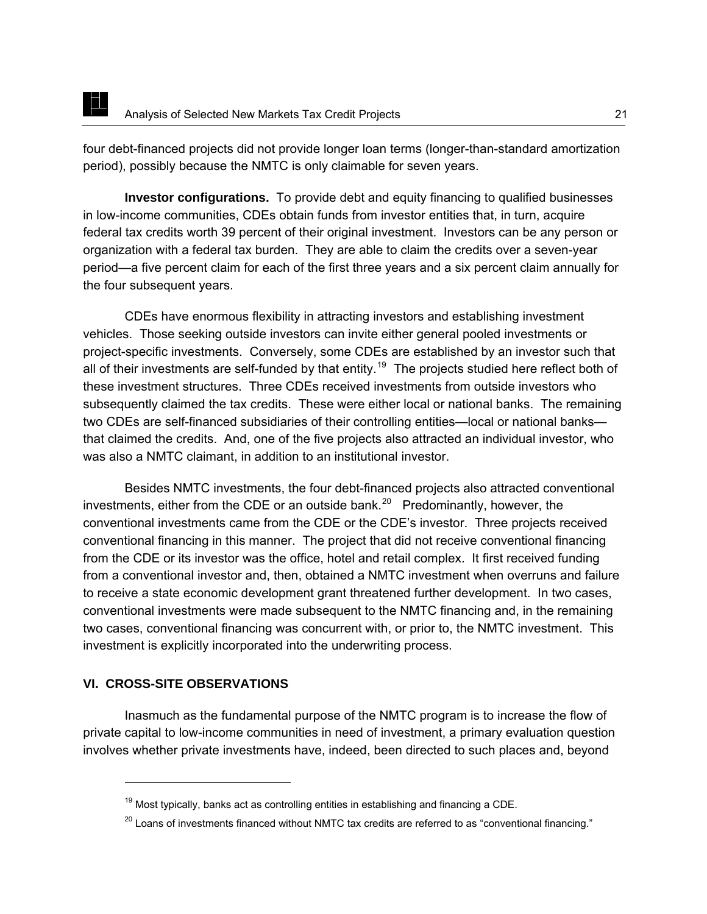four debt-financed projects did not provide longer loan terms (longer-than-standard amortization period), possibly because the NMTC is only claimable for seven years.

**Investor configurations.** To provide debt and equity financing to qualified businesses in low-income communities, CDEs obtain funds from investor entities that, in turn, acquire federal tax credits worth 39 percent of their original investment. Investors can be any person or organization with a federal tax burden. They are able to claim the credits over a seven-year period—a five percent claim for each of the first three years and a six percent claim annually for the four subsequent years.

CDEs have enormous flexibility in attracting investors and establishing investment vehicles. Those seeking outside investors can invite either general pooled investments or project-specific investments. Conversely, some CDEs are established by an investor such that all of their investments are self-funded by that entity.[19] The projects studied here reflect both of these investment structures. Three CDEs received investments from outside investors who subsequently claimed the tax credits. These were either local or national banks. The remaining two CDEs are self-financed subsidiaries of their controlling entities—local or national banks—that claimed the credits. And, one of the five projects also attracted an individual investor, who was also a NMTC claimant, in addition to an institutional investor.

Besides NMTC investments, the four debt-financed projects also attracted conventional investments, either from the CDE or an outside bank.[20] Predominantly, however, the conventional investments came from the CDE or the CDE's investor. Three projects received conventional financing in this manner. The project that did not receive conventional financing from the CDE or its investor was the office, hotel and retail complex. It first received funding from a conventional investor and, then, obtained a NMTC investment when overruns and failure to receive a state economic development grant threatened further development. In two cases, conventional investments were made subsequent to the NMTC financing and, in the remaining two cases, conventional financing was concurrent with, or prior to, the NMTC investment. This investment is explicitly incorporated into the underwriting process.

## VI. CROSS-SITE OBSERVATIONS

Inasmuch as the fundamental purpose of the NMTC program is to increase the flow of private capital to low-income communities in need of investment, a primary evaluation question involves whether private investments have, indeed, been directed to such places and, beyond

---

[19] Most typically, banks act as controlling entities in establishing and financing a CDE.

[20] Loans of investments financed without NMTC tax credits are referred to as "conventional financing."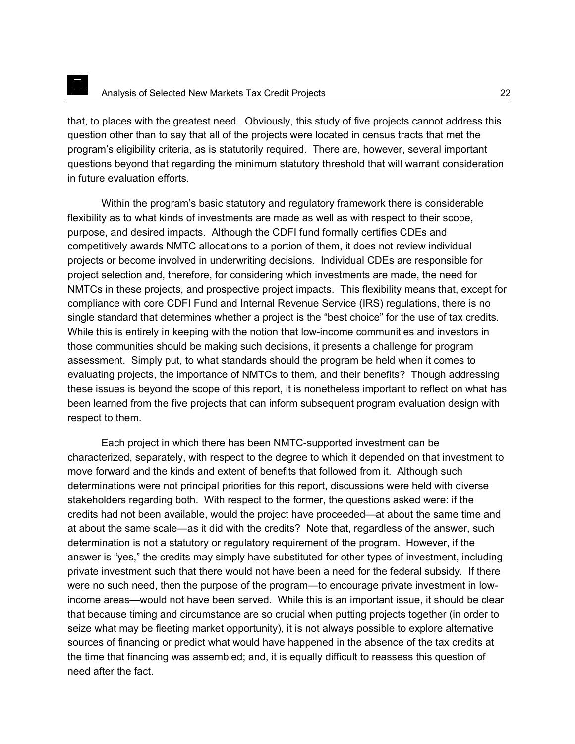that, to places with the greatest need. Obviously, this study of five projects cannot address this question other than to say that all of the projects were located in census tracts that met the program's eligibility criteria, as is statutorily required. There are, however, several important questions beyond that regarding the minimum statutory threshold that will warrant consideration in future evaluation efforts.

Within the program's basic statutory and regulatory framework there is considerable flexibility as to what kinds of investments are made as well as with respect to their scope, purpose, and desired impacts. Although the CDFI fund formally certifies CDEs and competitively awards NMTC allocations to a portion of them, it does not review individual projects or become involved in underwriting decisions. Individual CDEs are responsible for project selection and, therefore, for considering which investments are made, the need for NMTCs in these projects, and prospective project impacts. This flexibility means that, except for compliance with core CDFI Fund and Internal Revenue Service (IRS) regulations, there is no single standard that determines whether a project is the "best choice" for the use of tax credits. While this is entirely in keeping with the notion that low-income communities and investors in those communities should be making such decisions, it presents a challenge for program assessment. Simply put, to what standards should the program be held when it comes to evaluating projects, the importance of NMTCs to them, and their benefits? Though addressing these issues is beyond the scope of this report, it is nonetheless important to reflect on what has been learned from the five projects that can inform subsequent program evaluation design with respect to them.

Each project in which there has been NMTC-supported investment can be characterized, separately, with respect to the degree to which it depended on that investment to move forward and the kinds and extent of benefits that followed from it. Although such determinations were not principal priorities for this report, discussions were held with diverse stakeholders regarding both. With respect to the former, the questions asked were: if the credits had not been available, would the project have proceeded—at about the same time and at about the same scale—as it did with the credits? Note that, regardless of the answer, such determination is not a statutory or regulatory requirement of the program. However, if the answer is "yes," the credits may simply have substituted for other types of investment, including private investment such that there would not have been a need for the federal subsidy. If there were no such need, then the purpose of the program—to encourage private investment in low-income areas—would not have been served. While this is an important issue, it should be clear that because timing and circumstance are so crucial when putting projects together (in order to seize what may be fleeting market opportunity), it is not always possible to explore alternative sources of financing or predict what would have happened in the absence of the tax credits at the time that financing was assembled; and, it is equally difficult to reassess this question of need after the fact.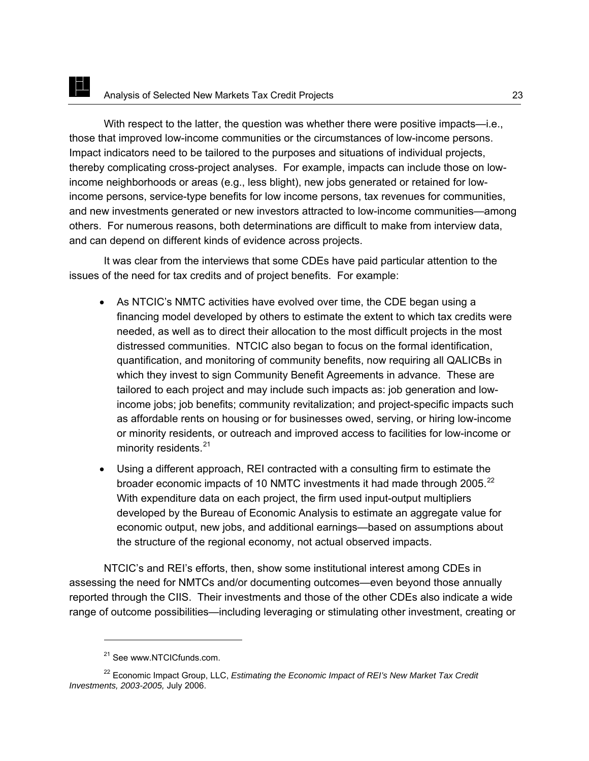With respect to the latter, the question was whether there were positive impacts—i.e., those that improved low-income communities or the circumstances of low-income persons. Impact indicators need to be tailored to the purposes and situations of individual projects, thereby complicating cross-project analyses. For example, impacts can include those on low-income neighborhoods or areas (e.g., less blight), new jobs generated or retained for low-income persons, service-type benefits for low income persons, tax revenues for communities, and new investments generated or new investors attracted to low-income communities—among others. For numerous reasons, both determinations are difficult to make from interview data, and can depend on different kinds of evidence across projects.

It was clear from the interviews that some CDEs have paid particular attention to the issues of the need for tax credits and of project benefits. For example:

- As NTCIC's NMTC activities have evolved over time, the CDE began using a financing model developed by others to estimate the extent to which tax credits were needed, as well as to direct their allocation to the most difficult projects in the most distressed communities. NTCIC also began to focus on the formal identification, quantification, and monitoring of community benefits, now requiring all QALICBs in which they invest to sign Community Benefit Agreements in advance. These are tailored to each project and may include such impacts as: job generation and low-income jobs; job benefits; community revitalization; and project-specific impacts such as affordable rents on housing or for businesses owed, serving, or hiring low-income or minority residents, or outreach and improved access to facilities for low-income or minority residents.[21]
- Using a different approach, REI contracted with a consulting firm to estimate the broader economic impacts of 10 NMTC investments it had made through 2005.[22] With expenditure data on each project, the firm used input-output multipliers developed by the Bureau of Economic Analysis to estimate an aggregate value for economic output, new jobs, and additional earnings—based on assumptions about the structure of the regional economy, not actual observed impacts.

NTCIC's and REI's efforts, then, show some institutional interest among CDEs in assessing the need for NMTCs and/or documenting outcomes—even beyond those annually reported through the CIIS. Their investments and those of the other CDEs also indicate a wide range of outcome possibilities—including leveraging or stimulating other investment, creating or

---

[21] See www.NTCICfunds.com.

[22] Economic Impact Group, LLC, *Estimating the Economic Impact of REI's New Market Tax Credit Investments, 2003-2005,* July 2006.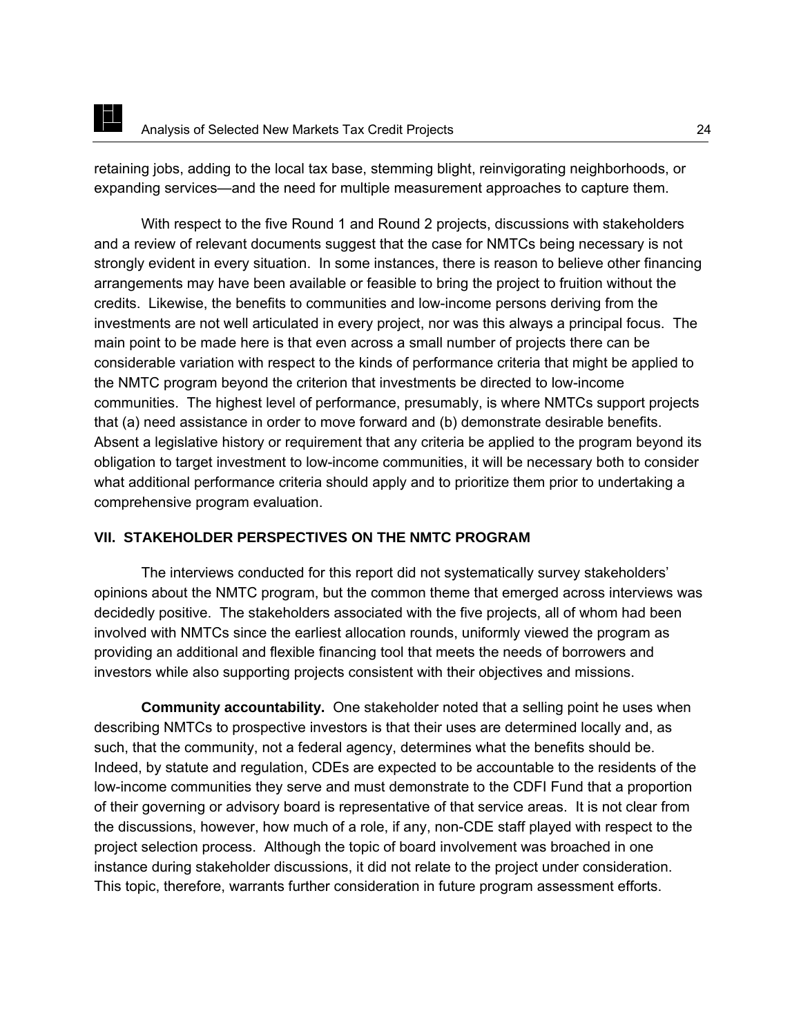retaining jobs, adding to the local tax base, stemming blight, reinvigorating neighborhoods, or expanding services—and the need for multiple measurement approaches to capture them.

With respect to the five Round 1 and Round 2 projects, discussions with stakeholders and a review of relevant documents suggest that the case for NMTCs being necessary is not strongly evident in every situation. In some instances, there is reason to believe other financing arrangements may have been available or feasible to bring the project to fruition without the credits. Likewise, the benefits to communities and low-income persons deriving from the investments are not well articulated in every project, nor was this always a principal focus. The main point to be made here is that even across a small number of projects there can be considerable variation with respect to the kinds of performance criteria that might be applied to the NMTC program beyond the criterion that investments be directed to low-income communities. The highest level of performance, presumably, is where NMTCs support projects that (a) need assistance in order to move forward and (b) demonstrate desirable benefits. Absent a legislative history or requirement that any criteria be applied to the program beyond its obligation to target investment to low-income communities, it will be necessary both to consider what additional performance criteria should apply and to prioritize them prior to undertaking a comprehensive program evaluation.

## VII. STAKEHOLDER PERSPECTIVES ON THE NMTC PROGRAM

The interviews conducted for this report did not systematically survey stakeholders' opinions about the NMTC program, but the common theme that emerged across interviews was decidedly positive. The stakeholders associated with the five projects, all of whom had been involved with NMTCs since the earliest allocation rounds, uniformly viewed the program as providing an additional and flexible financing tool that meets the needs of borrowers and investors while also supporting projects consistent with their objectives and missions.

**Community accountability.** One stakeholder noted that a selling point he uses when describing NMTCs to prospective investors is that their uses are determined locally and, as such, that the community, not a federal agency, determines what the benefits should be. Indeed, by statute and regulation, CDEs are expected to be accountable to the residents of the low-income communities they serve and must demonstrate to the CDFI Fund that a proportion of their governing or advisory board is representative of that service areas. It is not clear from the discussions, however, how much of a role, if any, non-CDE staff played with respect to the project selection process. Although the topic of board involvement was broached in one instance during stakeholder discussions, it did not relate to the project under consideration. This topic, therefore, warrants further consideration in future program assessment efforts.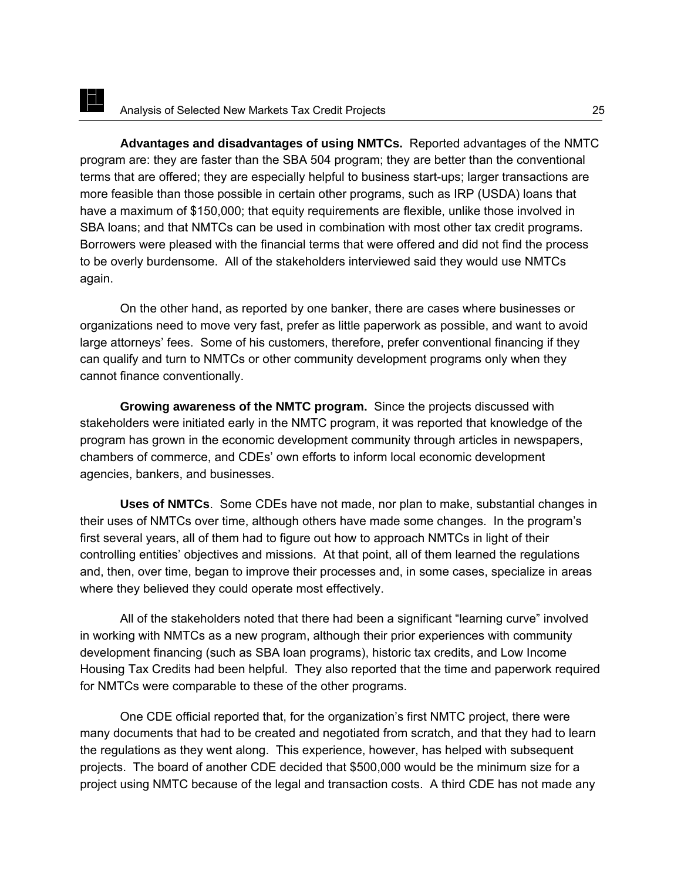**Advantages and disadvantages of using NMTCs.** Reported advantages of the NMTC program are: they are faster than the SBA 504 program; they are better than the conventional terms that are offered; they are especially helpful to business start-ups; larger transactions are more feasible than those possible in certain other programs, such as IRP (USDA) loans that have a maximum of $150,000; that equity requirements are flexible, unlike those involved in SBA loans; and that NMTCs can be used in combination with most other tax credit programs. Borrowers were pleased with the financial terms that were offered and did not find the process to be overly burdensome. All of the stakeholders interviewed said they would use NMTCs again.

On the other hand, as reported by one banker, there are cases where businesses or organizations need to move very fast, prefer as little paperwork as possible, and want to avoid large attorneys' fees. Some of his customers, therefore, prefer conventional financing if they can qualify and turn to NMTCs or other community development programs only when they cannot finance conventionally.

**Growing awareness of the NMTC program.** Since the projects discussed with stakeholders were initiated early in the NMTC program, it was reported that knowledge of the program has grown in the economic development community through articles in newspapers, chambers of commerce, and CDEs' own efforts to inform local economic development agencies, bankers, and businesses.

**Uses of NMTCs**. Some CDEs have not made, nor plan to make, substantial changes in their uses of NMTCs over time, although others have made some changes. In the program's first several years, all of them had to figure out how to approach NMTCs in light of their controlling entities' objectives and missions. At that point, all of them learned the regulations and, then, over time, began to improve their processes and, in some cases, specialize in areas where they believed they could operate most effectively.

All of the stakeholders noted that there had been a significant "learning curve" involved in working with NMTCs as a new program, although their prior experiences with community development financing (such as SBA loan programs), historic tax credits, and Low Income Housing Tax Credits had been helpful. They also reported that the time and paperwork required for NMTCs were comparable to these of the other programs.

One CDE official reported that, for the organization's first NMTC project, there were many documents that had to be created and negotiated from scratch, and that they had to learn the regulations as they went along. This experience, however, has helped with subsequent projects. The board of another CDE decided that $500,000 would be the minimum size for a project using NMTC because of the legal and transaction costs. A third CDE has not made any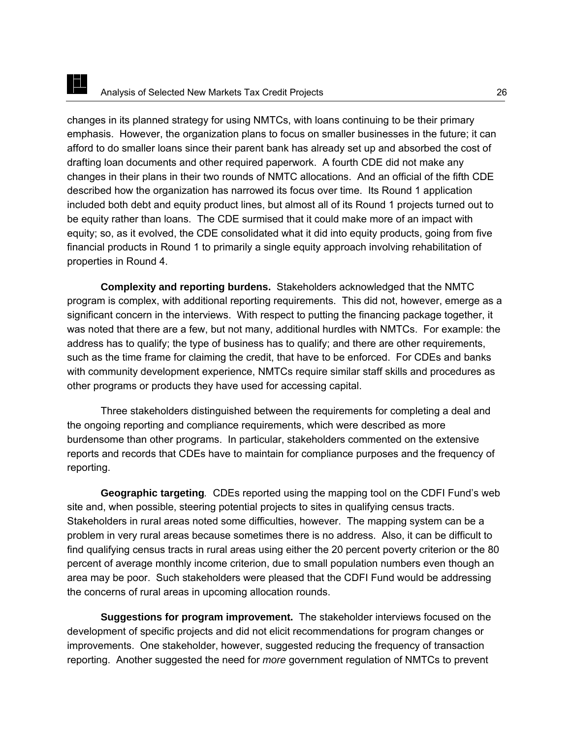changes in its planned strategy for using NMTCs, with loans continuing to be their primary emphasis. However, the organization plans to focus on smaller businesses in the future; it can afford to do smaller loans since their parent bank has already set up and absorbed the cost of drafting loan documents and other required paperwork. A fourth CDE did not make any changes in their plans in their two rounds of NMTC allocations. And an official of the fifth CDE described how the organization has narrowed its focus over time. Its Round 1 application included both debt and equity product lines, but almost all of its Round 1 projects turned out to be equity rather than loans. The CDE surmised that it could make more of an impact with equity; so, as it evolved, the CDE consolidated what it did into equity products, going from five financial products in Round 1 to primarily a single equity approach involving rehabilitation of properties in Round 4.

**Complexity and reporting burdens.** Stakeholders acknowledged that the NMTC program is complex, with additional reporting requirements. This did not, however, emerge as a significant concern in the interviews. With respect to putting the financing package together, it was noted that there are a few, but not many, additional hurdles with NMTCs. For example: the address has to qualify; the type of business has to qualify; and there are other requirements, such as the time frame for claiming the credit, that have to be enforced. For CDEs and banks with community development experience, NMTCs require similar staff skills and procedures as other programs or products they have used for accessing capital.

Three stakeholders distinguished between the requirements for completing a deal and the ongoing reporting and compliance requirements, which were described as more burdensome than other programs. In particular, stakeholders commented on the extensive reports and records that CDEs have to maintain for compliance purposes and the frequency of reporting.

**Geographic targeting**. CDEs reported using the mapping tool on the CDFI Fund's web site and, when possible, steering potential projects to sites in qualifying census tracts. Stakeholders in rural areas noted some difficulties, however. The mapping system can be a problem in very rural areas because sometimes there is no address. Also, it can be difficult to find qualifying census tracts in rural areas using either the 20 percent poverty criterion or the 80 percent of average monthly income criterion, due to small population numbers even though an area may be poor. Such stakeholders were pleased that the CDFI Fund would be addressing the concerns of rural areas in upcoming allocation rounds.

**Suggestions for program improvement.** The stakeholder interviews focused on the development of specific projects and did not elicit recommendations for program changes or improvements. One stakeholder, however, suggested reducing the frequency of transaction reporting. Another suggested the need for *more* government regulation of NMTCs to prevent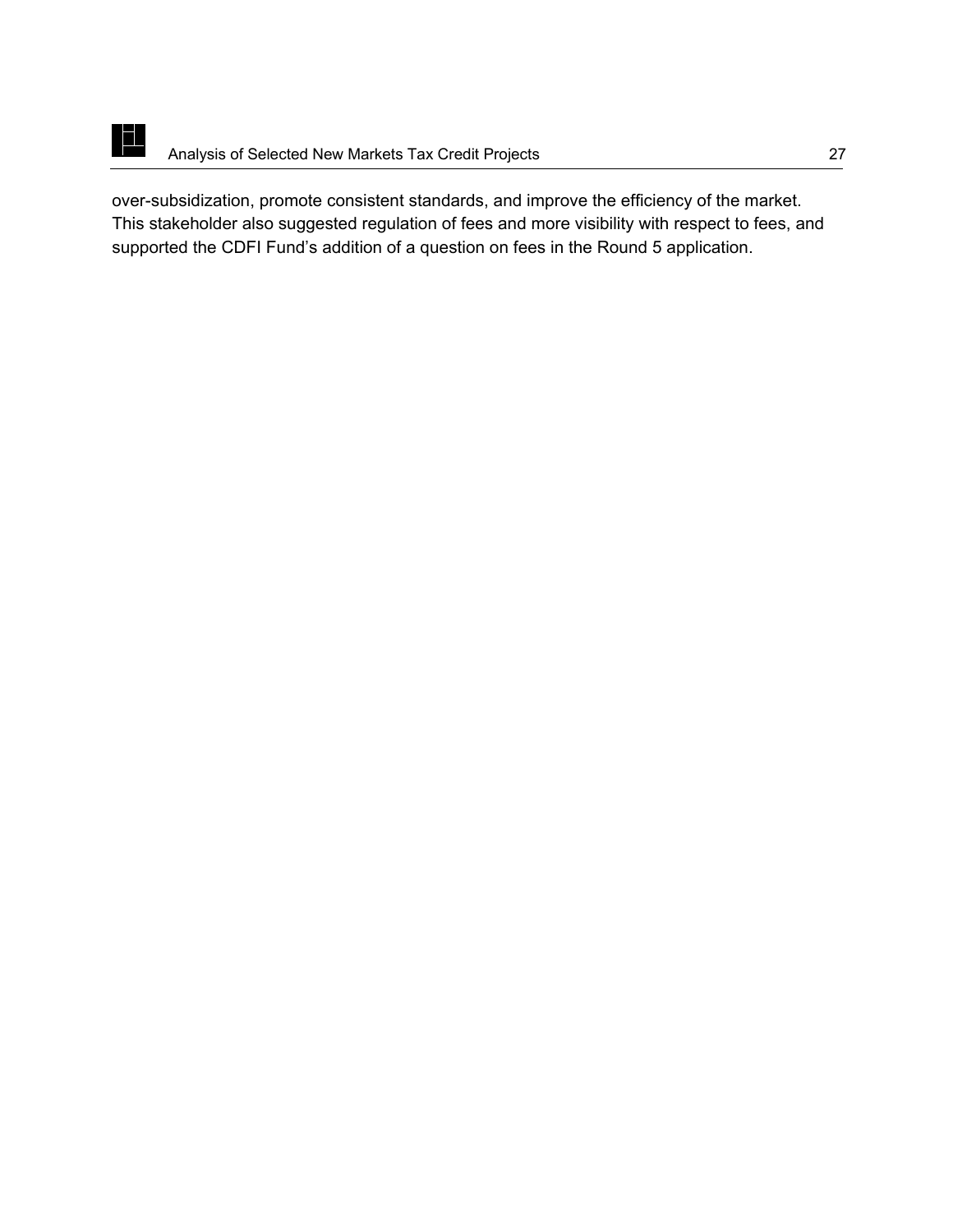over-subsidization, promote consistent standards, and improve the efficiency of the market. This stakeholder also suggested regulation of fees and more visibility with respect to fees, and supported the CDFI Fund's addition of a question on fees in the Round 5 application.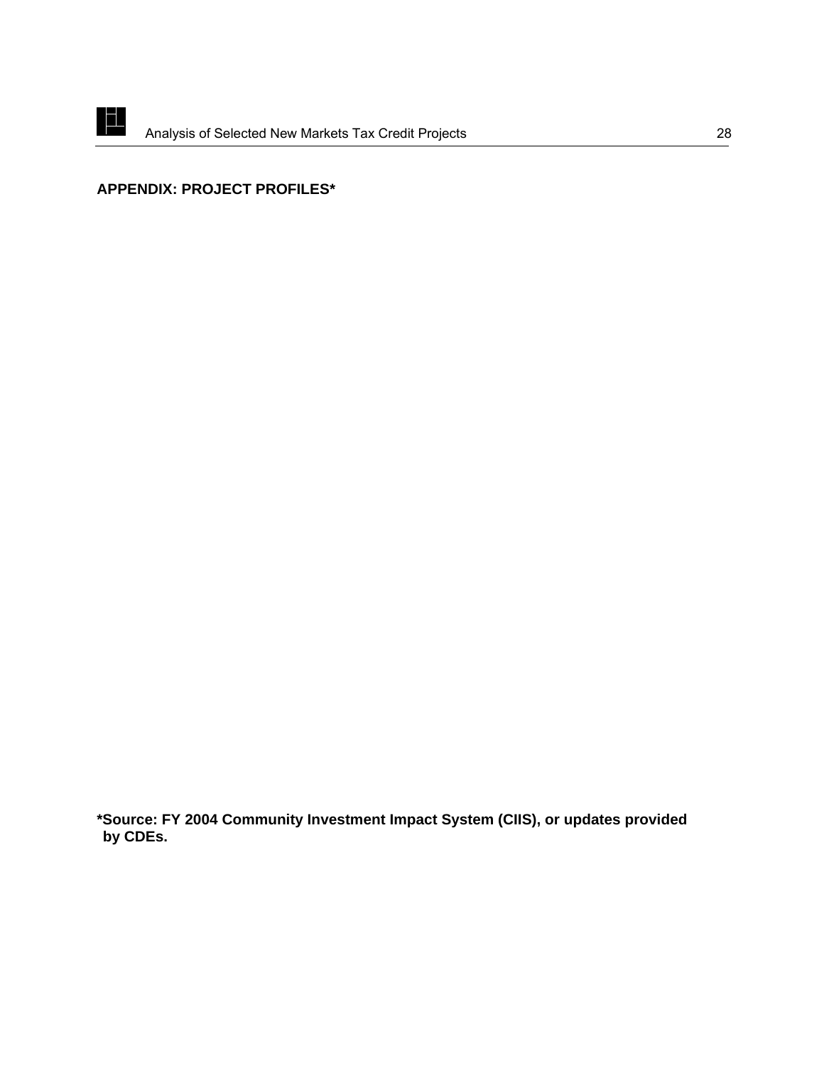## APPENDIX: PROJECT PROFILES*

**\*Source: FY 2004 Community Investment Impact System (CIIS), or updates provided by CDEs.**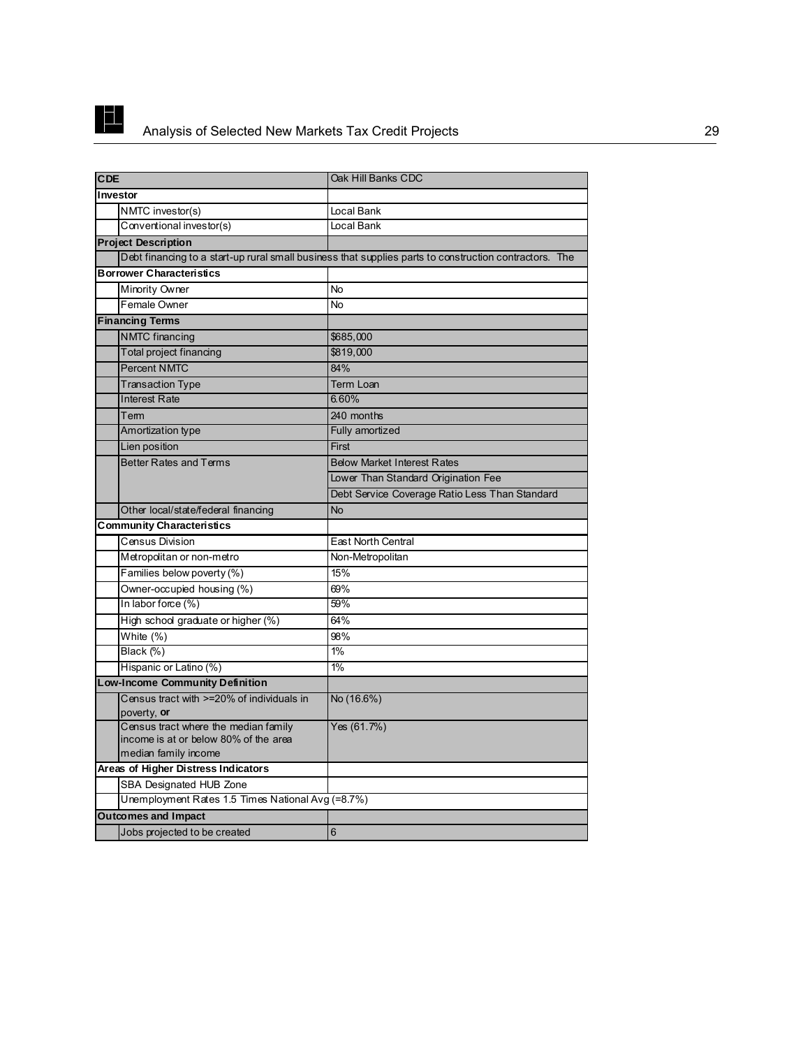| CDE | Oak Hill Banks CDC |
|---|---|
| **Investor** | |
| NMTC investor(s) | Local Bank |
| Conventional investor(s) | Local Bank |
| **Project Description** | |
| Debt financing to a start-up rural small business that supplies parts to construction contractors. The | |
| **Borrower Characteristics** | |
| Minority Owner | No |
| Female Owner | No |
| **Financing Terms** | |
| NMTC financing | $685,000 |
| Total project financing | $819,000 |
| Percent NMTC | 84% |
| Transaction Type | Term Loan |
| Interest Rate | 6.60% |
| Term | 240 months |
| Amortization type | Fully amortized |
| Lien position | First |
| Better Rates and Terms | Below Market Interest Rates |
| | Lower Than Standard Origination Fee |
| | Debt Service Coverage Ratio Less Than Standard |
| Other local/state/federal financing | No |
| **Community Characteristics** | |
| Census Division | East North Central |
| Metropolitan or non-metro | Non-Metropolitan |
| Families below poverty (%) | 15% |
| Owner-occupied housing (%) | 69% |
| In labor force (%) | 59% |
| High school graduate or higher (%) | 64% |
| White (%) | 98% |
| Black (%) | 1% |
| Hispanic or Latino (%) | 1% |
| **Low-Income Community Definition** | |
| Census tract with >=20% of individuals in poverty, **or** | No (16.6%) |
| Census tract where the median family income is at or below 80% of the area median family income | Yes (61.7%) |
| **Areas of Higher Distress Indicators** | |
| SBA Designated HUB Zone | |
| Unemployment Rates 1.5 Times National Avg (=8.7%) | |
| **Outcomes and Impact** | |
| Jobs projected to be created | 6 |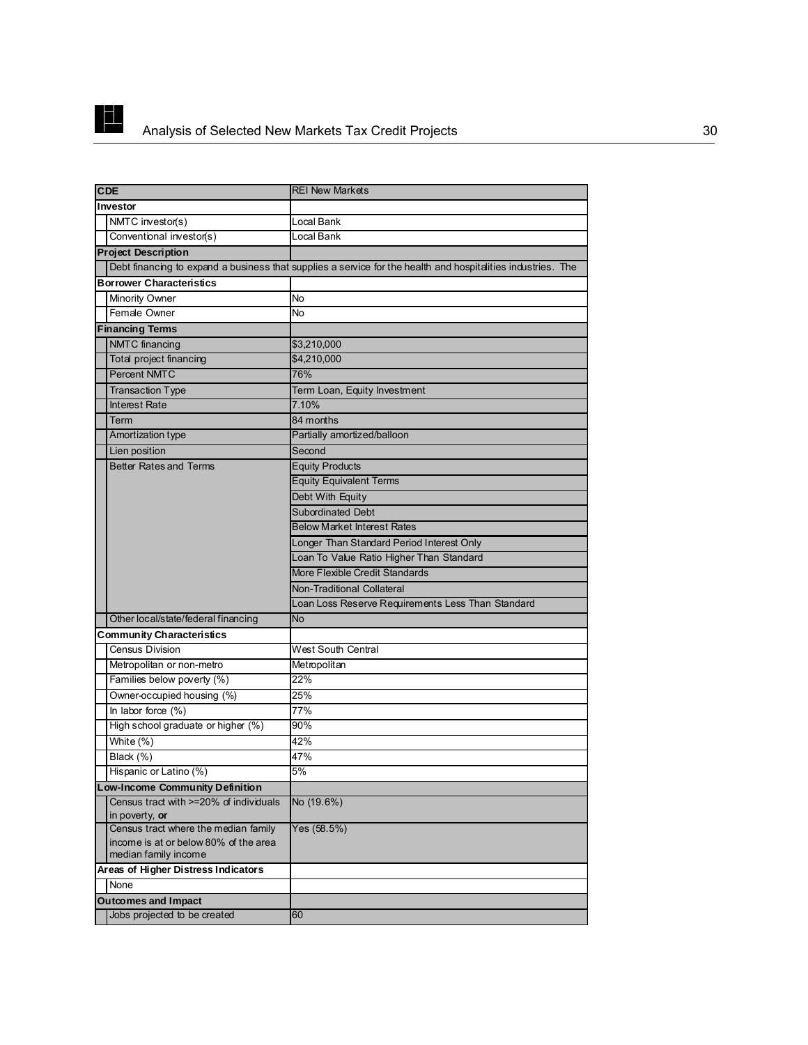| CDE | REI New Markets |
|---|---|
| **Investor** | |
| NMTC investor(s) | Local Bank |
| Conventional investor(s) | Local Bank |
| **Project Description** | |
| Debt financing to expand a business that supplies a service for the health and hospitalities industries. The | |
| **Borrower Characteristics** | |
| Minority Owner | No |
| Female Owner | No |
| **Financing Terms** | |
| NMTC financing | $3,210,000 |
| Total project financing | $4,210,000 |
| Percent NMTC | 76% |
| Transaction Type | Term Loan, Equity Investment |
| Interest Rate | 7.10% |
| Term | 84 months |
| Amortization type | Partially amortized/balloon |
| Lien position | Second |
| Better Rates and Terms | Equity Products |
| | Equity Equivalent Terms |
| | Debt With Equity |
| | Subordinated Debt |
| | Below Market Interest Rates |
| | Longer Than Standard Period Interest Only |
| | Loan To Value Ratio Higher Than Standard |
| | More Flexible Credit Standards |
| | Non-Traditional Collateral |
| | Loan Loss Reserve Requirements Less Than Standard |
| Other local/state/federal financing | No |
| **Community Characteristics** | |
| Census Division | West South Central |
| Metropolitan or non-metro | Metropolitan |
| Families below poverty (%) | 22% |
| Owner-occupied housing (%) | 25% |
| In labor force (%) | 77% |
| High school graduate or higher (%) | 90% |
| White (%) | 42% |
| Black (%) | 47% |
| Hispanic or Latino (%) | 5% |
| **Low-Income Community Definition** | |
| Census tract with >=20% of individuals in poverty, **or** | No (19.6%) |
| Census tract where the median family income is at or below 80% of the area median family income | Yes (58.5%) |
| **Areas of Higher Distress Indicators** | |
| None | |
| **Outcomes and Impact** | |
| Jobs projected to be created | 60 |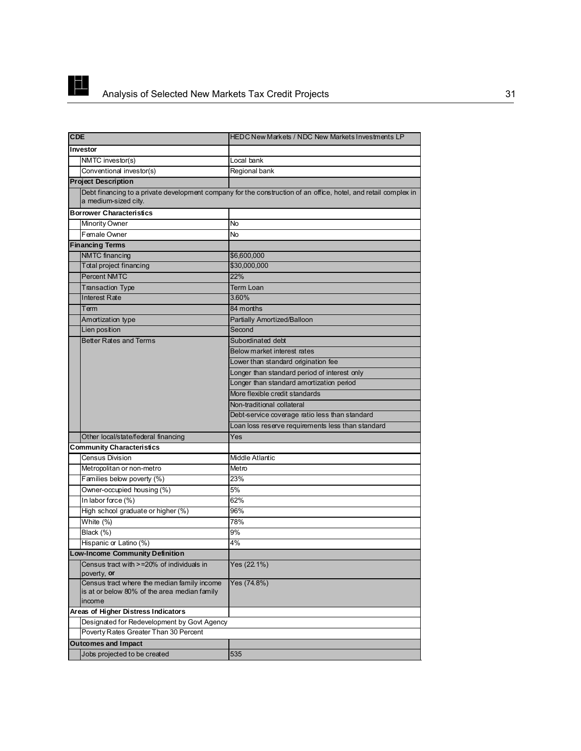| CDE | HEDC New Markets / NDC New Markets Investments LP |
|---|---|
| **Investor** | |
| NMTC investor(s) | Local bank |
| Conventional investor(s) | Regional bank |
| **Project Description** | |
| Debt financing to a private development company for the construction of an office, hotel, and retail complex in a medium-sized city. | |
| **Borrower Characteristics** | |
| Minority Owner | No |
| Female Owner | No |
| **Financing Terms** | |
| NMTC financing | $6,600,000 |
| Total project financing | $30,000,000 |
| Percent NMTC | 22% |
| Transaction Type | Term Loan |
| Interest Rate | 3.60% |
| Term | 84 months |
| Amortization type | Partially Amortized/Balloon |
| Lien position | Second |
| Better Rates and Terms | Subordinated debt |
| | Below market interest rates |
| | Lower than standard origination fee |
| | Longer than standard period of interest only |
| | Longer than standard amortization period |
| | More flexible credit standards |
| | Non-traditional collateral |
| | Debt-service coverage ratio less than standard |
| | Loan loss reserve requirements less than standard |
| Other local/state/federal financing | Yes |
| **Community Characteristics** | |
| Census Division | Middle Atlantic |
| Metropolitan or non-metro | Metro |
| Families below poverty (%) | 23% |
| Owner-occupied housing (%) | 5% |
| In labor force (%) | 62% |
| High school graduate or higher (%) | 96% |
| White (%) | 78% |
| Black (%) | 9% |
| Hispanic or Latino (%) | 4% |
| **Low-Income Community Definition** | |
| Census tract with >=20% of individuals in poverty, **or** | Yes (22.1%) |
| Census tract where the median family income is at or below 80% of the area median family income | Yes (74.8%) |
| **Areas of Higher Distress Indicators** | |
| Designated for Redevelopment by Govt Agency | |
| Poverty Rates Greater Than 30 Percent | |
| **Outcomes and Impact** | |
| Jobs projected to be created | 535 |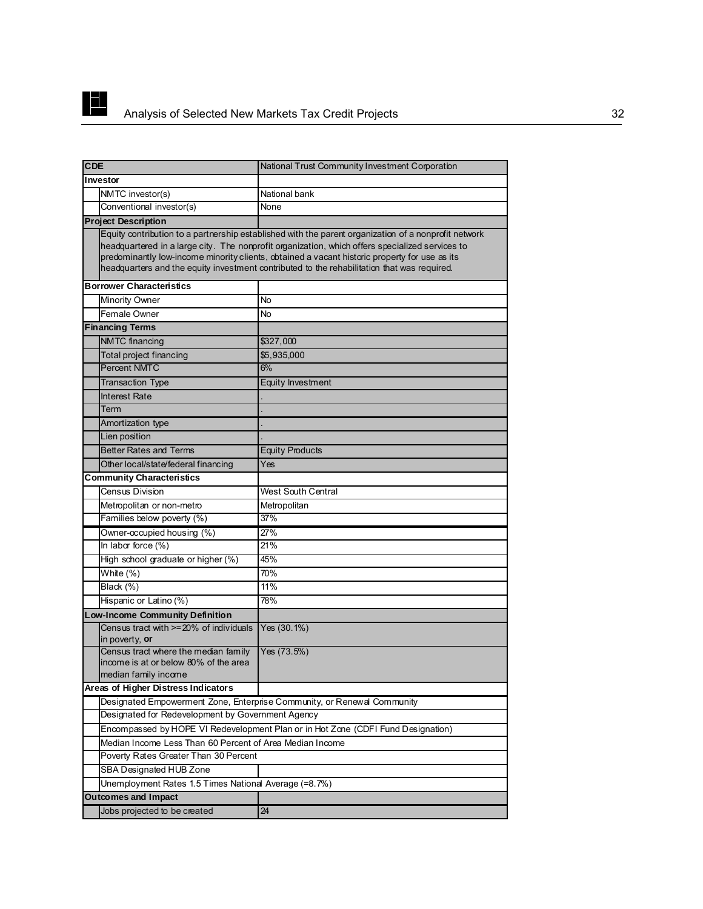| CDE | National Trust Community Investment Corporation |
|---|---|
| **Investor** | |
| NMTC investor(s) | National bank |
| Conventional investor(s) | None |
| **Project Description** | |
| Equity contribution to a partnership established with the parent organization of a nonprofit network headquartered in a large city. The nonprofit organization, which offers specialized services to predominantly low-income minority clients, obtained a vacant historic property for use as its headquarters and the equity investment contributed to the rehabilitation that was required. | |
| **Borrower Characteristics** | |
| Minority Owner | No |
| Female Owner | No |
| **Financing Terms** | |
| NMTC financing | $327,000 |
| Total project financing | $5,935,000 |
| Percent NMTC | 6% |
| Transaction Type | Equity Investment |
| Interest Rate | . |
| Term | . |
| Amortization type | . |
| Lien position | . |
| Better Rates and Terms | Equity Products |
| Other local/state/federal financing | Yes |
| **Community Characteristics** | |
| Census Division | West South Central |
| Metropolitan or non-metro | Metropolitan |
| Families below poverty (%) | 37% |
| Owner-occupied housing (%) | 27% |
| In labor force (%) | 21% |
| High school graduate or higher (%) | 45% |
| White (%) | 70% |
| Black (%) | 11% |
| Hispanic or Latino (%) | 78% |
| **Low-Income Community Definition** | |
| Census tract with >=20% of individuals in poverty, **or** | Yes (30.1%) |
| Census tract where the median family income is at or below 80% of the area median family income | Yes (73.5%) |
| **Areas of Higher Distress Indicators** | |
| Designated Empowerment Zone, Enterprise Community, or Renewal Community | |
| Designated for Redevelopment by Government Agency | |
| Encompassed by HOPE VI Redevelopment Plan or in Hot Zone (CDFI Fund Designation) | |
| Median Income Less Than 60 Percent of Area Median Income | |
| Poverty Rates Greater Than 30 Percent | |
| SBA Designated HUB Zone | |
| Unemployment Rates 1.5 Times National Average (=8.7%) | |
| **Outcomes and Impact** | |
| Jobs projected to be created | 24 |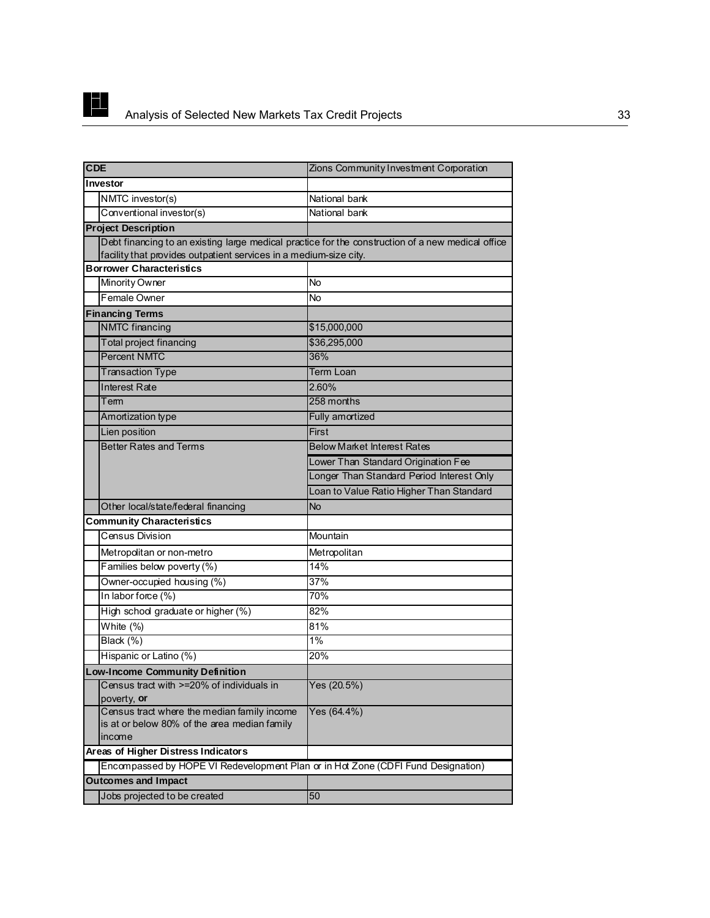| | |
|---|---|
| **CDE** | Zions Community Investment Corporation |
| **Investor** | |
| NMTC investor(s) | National bank |
| Conventional investor(s) | National bank |
| **Project Description** | |
| Debt financing to an existing large medical practice for the construction of a new medical office facility that provides outpatient services in a medium-size city. | |
| **Borrower Characteristics** | |
| Minority Owner | No |
| Female Owner | No |
| **Financing Terms** | |
| NMTC financing | $15,000,000 |
| Total project financing | $36,295,000 |
| Percent NMTC | 36% |
| Transaction Type | Term Loan |
| Interest Rate | 2.60% |
| Term | 258 months |
| Amortization type | Fully amortized |
| Lien position | First |
| Better Rates and Terms | Below Market Interest Rates |
| | Lower Than Standard Origination Fee |
| | Longer Than Standard Period Interest Only |
| | Loan to Value Ratio Higher Than Standard |
| Other local/state/federal financing | No |
| **Community Characteristics** | |
| Census Division | Mountain |
| Metropolitan or non-metro | Metropolitan |
| Families below poverty (%) | 14% |
| Owner-occupied housing (%) | 37% |
| In labor force (%) | 70% |
| High school graduate or higher (%) | 82% |
| White (%) | 81% |
| Black (%) | 1% |
| Hispanic or Latino (%) | 20% |
| **Low-Income Community Definition** | |
| Census tract with >=20% of individuals in poverty, **or** | Yes (20.5%) |
| Census tract where the median family income is at or below 80% of the area median family income | Yes (64.4%) |
| **Areas of Higher Distress Indicators** | |
| Encompassed by HOPE VI Redevelopment Plan or in Hot Zone (CDFI Fund Designation) | |
| **Outcomes and Impact** | |
| Jobs projected to be created | 50 |